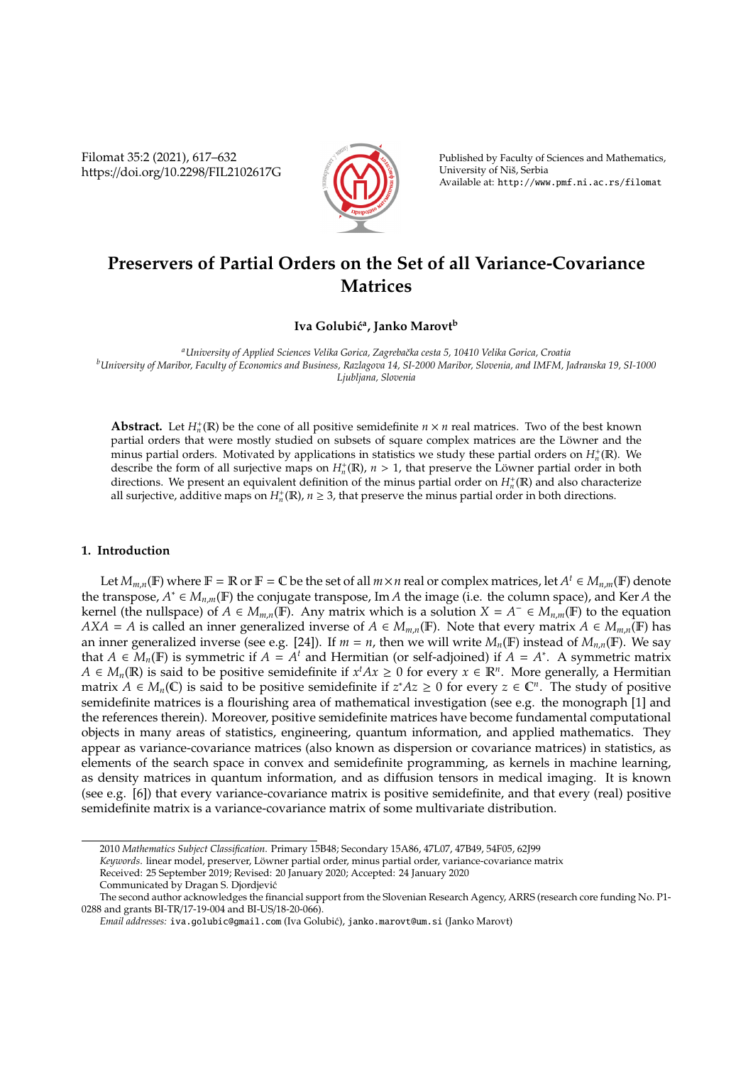# Preservers of Partial Orders on the Set of all Variance-Covariance Matrices

**Iva Golubić[a], Janko Marovt[b]**

[a] *University of Applied Sciences Velika Gorica, Zagrebačka cesta 5, 10410 Velika Gorica, Croatia*
[b] *University of Maribor, Faculty of Economics and Business, Razlagova 14, SI-2000 Maribor, Slovenia, and IMFM, Jadranska 19, SI-1000 Ljubljana, Slovenia*

**Abstract.** Let $H_n^+(\mathbb{R})$ be the cone of all positive semidefinite $n \times n$ real matrices. Two of the best known partial orders that were mostly studied on subsets of square complex matrices are the Löwner and the minus partial orders. Motivated by applications in statistics we study these partial orders on $H_n^+(\mathbb{R})$. We describe the form of all surjective maps on $H_n^+(\mathbb{R})$, $n > 1$, that preserve the Löwner partial order in both directions. We present an equivalent definition of the minus partial order on $H_n^+(\mathbb{R})$ and also characterize all surjective, additive maps on $H_n^+(\mathbb{R})$, $n \geq 3$, that preserve the minus partial order in both directions.

## 1. Introduction

Let $M_{m,n}(\mathbb{F})$ where $\mathbb{F} = \mathbb{R}$ or $\mathbb{F} = \mathbb{C}$ be the set of all $m \times n$ real or complex matrices, let $A^t \in M_{n,m}(\mathbb{F})$ denote the transpose, $A^* \in M_{n,m}(\mathbb{F})$ the conjugate transpose, $\operatorname{Im} A$ the image (i.e. the column space), and $\operatorname{Ker} A$ the kernel (the nullspace) of $A \in M_{m,n}(\mathbb{F})$. Any matrix which is a solution $X = A^- \in M_{n,m}(\mathbb{F})$ to the equation $AXA = A$ is called an inner generalized inverse of $A \in M_{m,n}(\mathbb{F})$. Note that every matrix $A \in M_{m,n}(\mathbb{F})$ has an inner generalized inverse (see e.g. [24]). If $m = n$, then we will write $M_n(\mathbb{F})$ instead of $M_{n,n}(\mathbb{F})$. We say that $A \in M_n(\mathbb{F})$ is symmetric if $A = A^t$ and Hermitian (or self-adjoined) if $A = A^*$. A symmetric matrix $A \in M_n(\mathbb{R})$ is said to be positive semidefinite if $x^t A x \geq 0$ for every $x \in \mathbb{R}^n$. More generally, a Hermitian matrix $A \in M_n(\mathbb{C})$ is said to be positive semidefinite if $z^* A z \geq 0$ for every $z \in \mathbb{C}^n$. The study of positive semidefinite matrices is a flourishing area of mathematical investigation (see e.g. the monograph [1] and the references therein). Moreover, positive semidefinite matrices have become fundamental computational objects in many areas of statistics, engineering, quantum information, and applied mathematics. They appear as variance-covariance matrices (also known as dispersion or covariance matrices) in statistics, as elements of the search space in convex and semidefinite programming, as kernels in machine learning, as density matrices in quantum information, and as diffusion tensors in medical imaging. It is known (see e.g. [6]) that every variance-covariance matrix is positive semidefinite, and that every (real) positive semidefinite matrix is a variance-covariance matrix of some multivariate distribution.

---

2010 *Mathematics Subject Classification*. Primary 15B48; Secondary 15A86, 47L07, 47B49, 54F05, 62J99
*Keywords*. linear model, preserver, Löwner partial order, minus partial order, variance-covariance matrix
Received: 25 September 2019; Revised: 20 January 2020; Accepted: 24 January 2020
Communicated by Dragan S. Djordjević
The second author acknowledges the financial support from the Slovenian Research Agency, ARRS (research core funding No. P1-0288 and grants BI-TR/17-19-004 and BI-US/18-20-066).
*Email addresses:* `iva.golubic@gmail.com` (Iva Golubić), `janko.marovt@um.si` (Janko Marovt)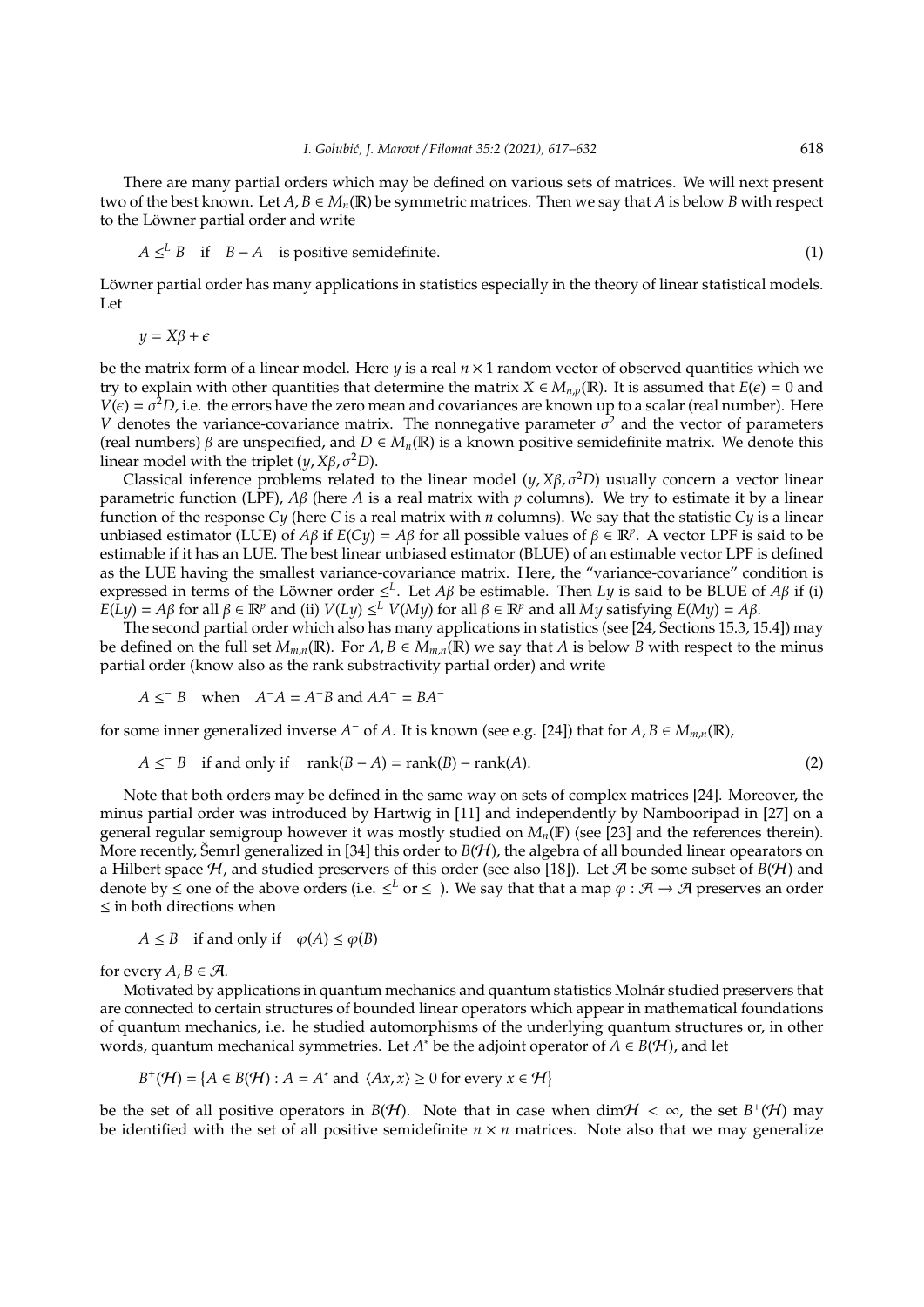There are many partial orders which may be defined on various sets of matrices. We will next present two of the best known. Let $A, B \in M_n(\mathbb{R})$ be symmetric matrices. Then we say that $A$ is below $B$ with respect to the Löwner partial order and write

$$A \leq^L B \quad \text{if} \quad B - A \quad \text{is positive semidefinite.} \tag{1}$$

Löwner partial order has many applications in statistics especially in the theory of linear statistical models. Let

$$y = X\beta + \epsilon$$

be the matrix form of a linear model. Here $y$ is a real $n \times 1$ random vector of observed quantities which we try to explain with other quantities that determine the matrix $X \in M_{n,p}(\mathbb{R})$. It is assumed that $E(\epsilon) = 0$ and $V(\epsilon) = \sigma^2 D$, i.e. the errors have the zero mean and covariances are known up to a scalar (real number). Here $V$ denotes the variance-covariance matrix. The nonnegative parameter $\sigma^2$ and the vector of parameters (real numbers) $\beta$ are unspecified, and $D \in M_n(\mathbb{R})$ is a known positive semidefinite matrix. We denote this linear model with the triplet $(y, X\beta, \sigma^2 D)$.

Classical inference problems related to the linear model $(y, X\beta, \sigma^2 D)$ usually concern a vector linear parametric function (LPF), $A\beta$ (here $A$ is a real matrix with $p$ columns). We try to estimate it by a linear function of the response $Cy$ (here $C$ is a real matrix with $n$ columns). We say that the statistic $Cy$ is a linear unbiased estimator (LUE) of $A\beta$ if $E(Cy) = A\beta$ for all possible values of $\beta \in \mathbb{R}^p$. A vector LPF is said to be estimable if it has an LUE. The best linear unbiased estimator (BLUE) of an estimable vector LPF is defined as the LUE having the smallest variance-covariance matrix. Here, the "variance-covariance" condition is expressed in terms of the Löwner order $\leq^L$. Let $A\beta$ be estimable. Then $Ly$ is said to be BLUE of $A\beta$ if (i) $E(Ly) = A\beta$ for all $\beta \in \mathbb{R}^p$ and (ii) $V(Ly) \leq^L V(My)$ for all $\beta \in \mathbb{R}^p$ and all $My$ satisfying $E(My) = A\beta$.

The second partial order which also has many applications in statistics (see [24, Sections 15.3, 15.4]) may be defined on the full set $M_{m,n}(\mathbb{R})$. For $A, B \in M_{m,n}(\mathbb{R})$ we say that $A$ is below $B$ with respect to the minus partial order (know also as the rank substractivity partial order) and write

$$A \leq^- B \quad \text{when} \quad A^- A = A^- B \text{ and } AA^- = BA^-$$

for some inner generalized inverse $A^-$ of $A$. It is known (see e.g. [24]) that for $A, B \in M_{m,n}(\mathbb{R})$,

$$A \leq^- B \quad \text{if and only if} \quad \operatorname{rank}(B - A) = \operatorname{rank}(B) - \operatorname{rank}(A). \tag{2}$$

Note that both orders may be defined in the same way on sets of complex matrices [24]. Moreover, the minus partial order was introduced by Hartwig in [11] and independently by Nambooripad in [27] on a general regular semigroup however it was mostly studied on $M_n(\mathbb{F})$ (see [23] and the references therein). More recently, Šemrl generalized in [34] this order to $B(\mathcal{H})$, the algebra of all bounded linear opearators on a Hilbert space $\mathcal{H}$, and studied preservers of this order (see also [18]). Let $\mathcal{A}$ be some subset of $B(\mathcal{H})$ and denote by $\leq$ one of the above orders (i.e. $\leq^L$ or $\leq^-$). We say that that a map $\varphi : \mathcal{A} \to \mathcal{A}$ preserves an order $\leq$ in both directions when

$$A \leq B \quad \text{if and only if} \quad \varphi(A) \leq \varphi(B)$$

for every $A, B \in \mathcal{A}$.

Motivated by applications in quantum mechanics and quantum statistics Molnár studied preservers that are connected to certain structures of bounded linear operators which appear in mathematical foundations of quantum mechanics, i.e. he studied automorphisms of the underlying quantum structures or, in other words, quantum mechanical symmetries. Let $A^*$ be the adjoint operator of $A \in B(\mathcal{H})$, and let

$$B^+(\mathcal{H}) = \{A \in B(\mathcal{H}) : A = A^* \text{ and } \langle Ax, x \rangle \geq 0 \text{ for every } x \in \mathcal{H}\}$$

be the set of all positive operators in $B(\mathcal{H})$. Note that in case when $\dim\mathcal{H} < \infty$, the set $B^+(\mathcal{H})$ may be identified with the set of all positive semidefinite $n \times n$ matrices. Note also that we may generalize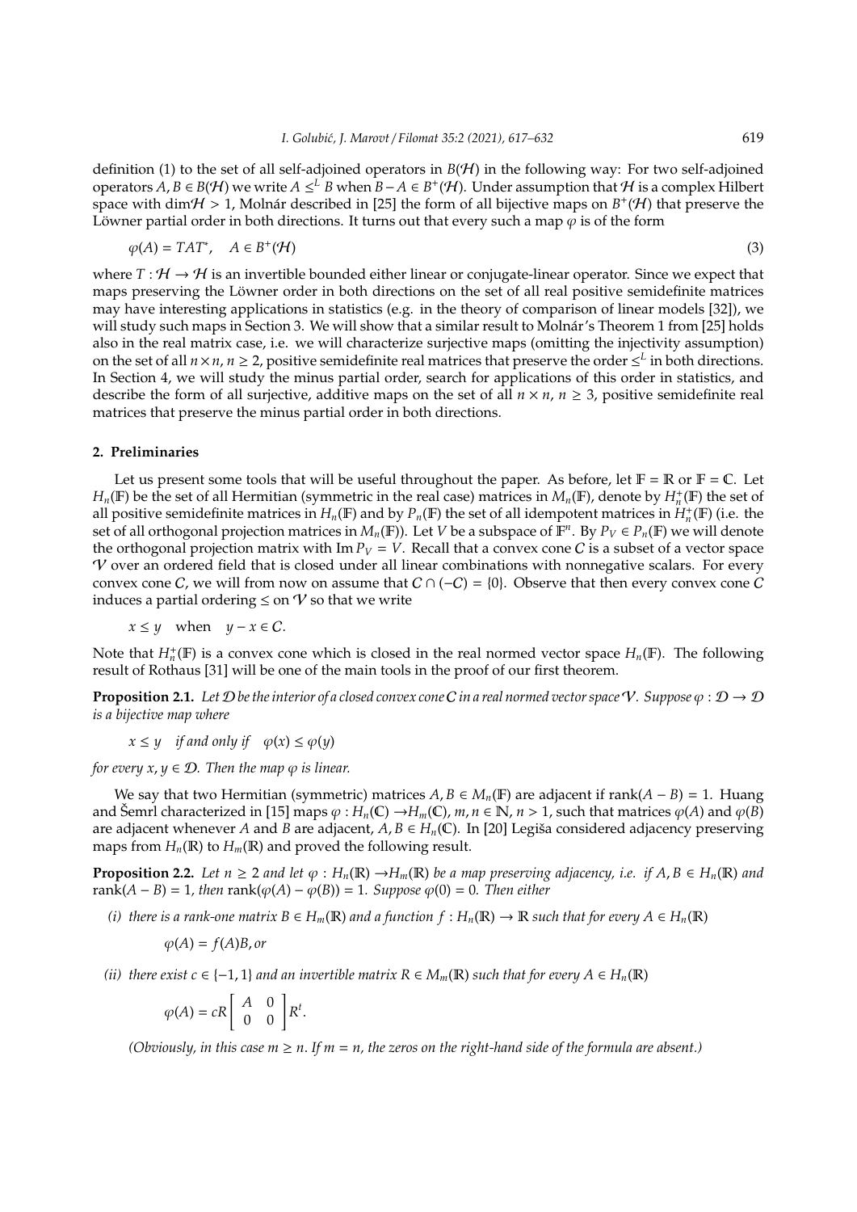definition (1) to the set of all self-adjoined operators in $B(\mathcal{H})$ in the following way: For two self-adjoined operators $A, B \in B(\mathcal{H})$ we write $A \leq^L B$ when $B - A \in B^+(\mathcal{H})$. Under assumption that $\mathcal{H}$ is a complex Hilbert space with $\dim \mathcal{H} > 1$, Molnár described in [25] the form of all bijective maps on $B^+(\mathcal{H})$ that preserve the Löwner partial order in both directions. It turns out that every such a map $\varphi$ is of the form

$$\varphi(A) = TAT^*, \quad A \in B^+(\mathcal{H}) \tag{3}$$

where $T : \mathcal{H} \to \mathcal{H}$ is an invertible bounded either linear or conjugate-linear operator. Since we expect that maps preserving the Löwner order in both directions on the set of all real positive semidefinite matrices may have interesting applications in statistics (e.g. in the theory of comparison of linear models [32]), we will study such maps in Section 3. We will show that a similar result to Molnár's Theorem 1 from [25] holds also in the real matrix case, i.e. we will characterize surjective maps (omitting the injectivity assumption) on the set of all $n \times n$, $n \geq 2$, positive semidefinite real matrices that preserve the order $\leq^L$ in both directions. In Section 4, we will study the minus partial order, search for applications of this order in statistics, and describe the form of all surjective, additive maps on the set of all $n \times n$, $n \geq 3$, positive semidefinite real matrices that preserve the minus partial order in both directions.

## 2. Preliminaries

Let us present some tools that will be useful throughout the paper. As before, let $\mathbb{F} = \mathbb{R}$ or $\mathbb{F} = \mathbb{C}$. Let $H_n(\mathbb{F})$ be the set of all Hermitian (symmetric in the real case) matrices in $M_n(\mathbb{F})$, denote by $H_n^+(\mathbb{F})$ the set of all positive semidefinite matrices in $H_n(\mathbb{F})$ and by $P_n(\mathbb{F})$ the set of all idempotent matrices in $H_n^+(\mathbb{F})$ (i.e. the set of all orthogonal projection matrices in $M_n(\mathbb{F})$). Let $V$ be a subspace of $\mathbb{F}^n$. By $P_V \in P_n(\mathbb{F})$ we will denote the orthogonal projection matrix with $\operatorname{Im} P_V = V$. Recall that a convex cone $\mathcal{C}$ is a subset of a vector space $\mathcal{V}$ over an ordered field that is closed under all linear combinations with nonnegative scalars. For every convex cone $\mathcal{C}$, we will from now on assume that $\mathcal{C} \cap (-\mathcal{C}) = \{0\}$. Observe that then every convex cone $\mathcal{C}$ induces a partial ordering $\leq$ on $\mathcal{V}$ so that we write

$$x \leq y \quad \text{when} \quad y - x \in \mathcal{C}.$$

Note that $H_n^+(\mathbb{F})$ is a convex cone which is closed in the real normed vector space $H_n(\mathbb{F})$. The following result of Rothaus [31] will be one of the main tools in the proof of our first theorem.

**Proposition 2.1.** *Let $\mathcal{D}$ be the interior of a closed convex cone $\mathcal{C}$ in a real normed vector space $\mathcal{V}$. Suppose $\varphi : \mathcal{D} \to \mathcal{D}$ is a bijective map where*

$$x \leq y \quad \textit{if and only if} \quad \varphi(x) \leq \varphi(y)$$

*for every $x, y \in \mathcal{D}$. Then the map $\varphi$ is linear.*

We say that two Hermitian (symmetric) matrices $A, B \in M_n(\mathbb{F})$ are adjacent if $\operatorname{rank}(A - B) = 1$. Huang and Šemrl characterized in [15] maps $\varphi : H_n(\mathbb{C}) \to H_m(\mathbb{C})$, $m, n \in \mathbb{N}$, $n > 1$, such that matrices $\varphi(A)$ and $\varphi(B)$ are adjacent whenever $A$ and $B$ are adjacent, $A, B \in H_n(\mathbb{C})$. In [20] Legiša considered adjacency preserving maps from $H_n(\mathbb{R})$ to $H_m(\mathbb{R})$ and proved the following result.

**Proposition 2.2.** *Let $n \geq 2$ and let $\varphi : H_n(\mathbb{R}) \to H_m(\mathbb{R})$ be a map preserving adjacency, i.e. if $A, B \in H_n(\mathbb{R})$ and $\operatorname{rank}(A - B) = 1$, then $\operatorname{rank}(\varphi(A) - \varphi(B)) = 1$. Suppose $\varphi(0) = 0$. Then either*

*(i) there is a rank-one matrix $B \in H_m(\mathbb{R})$ and a function $f : H_n(\mathbb{R}) \to \mathbb{R}$ such that for every $A \in H_n(\mathbb{R})$*

$$\varphi(A) = f(A)B, \text{or}$$

*(ii) there exist $c \in \{-1, 1\}$ and an invertible matrix $R \in M_m(\mathbb{R})$ such that for every $A \in H_n(\mathbb{R})$*

$$\varphi(A) = cR \begin{bmatrix} A & 0 \\ 0 & 0 \end{bmatrix} R^t.$$

*(Obviously, in this case $m \geq n$. If $m = n$, the zeros on the right-hand side of the formula are absent.)*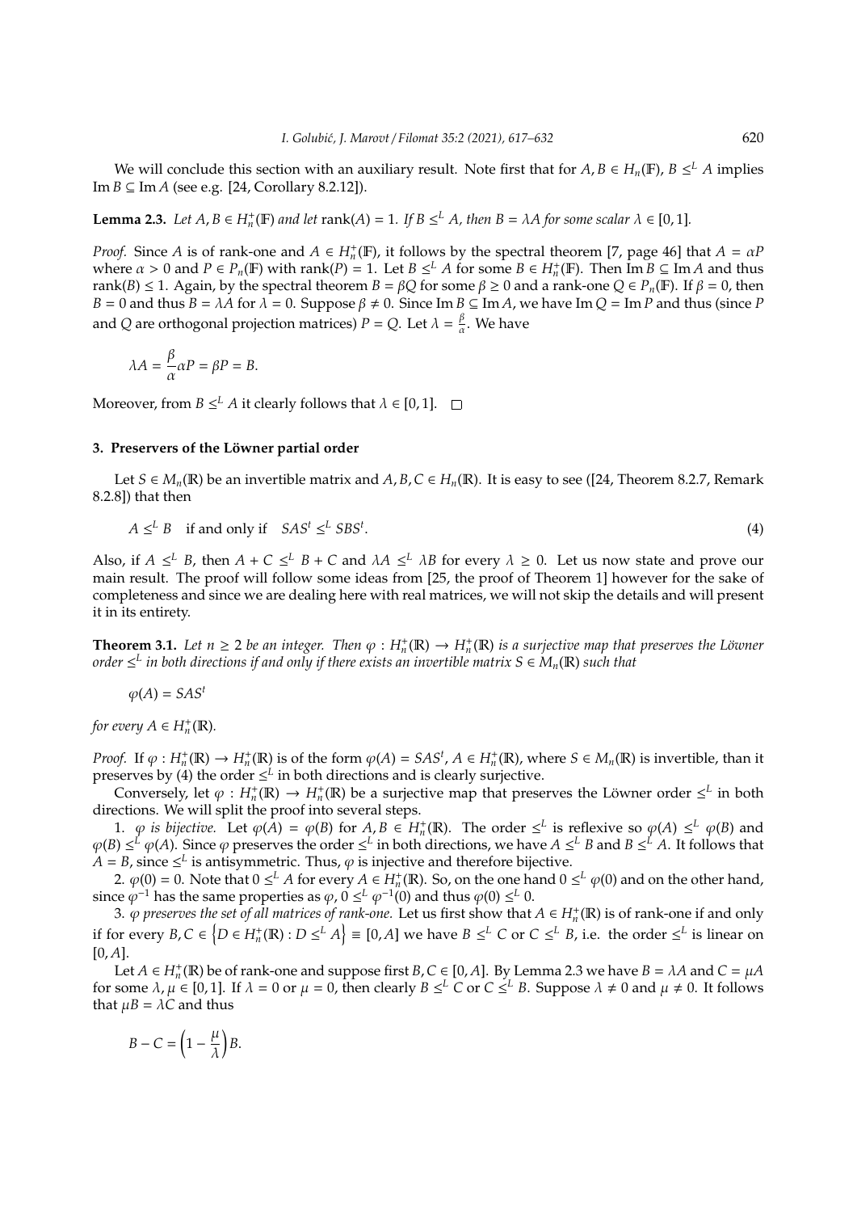We will conclude this section with an auxiliary result. Note first that for $A, B \in H_n(\mathbb{F})$, $B \leq^L A$ implies $\operatorname{Im} B \subseteq \operatorname{Im} A$ (see e.g. [24, Corollary 8.2.12]).

**Lemma 2.3.** *Let $A, B \in H_n^+(\mathbb{F})$ and let $\operatorname{rank}(A) = 1$. If $B \leq^L A$, then $B = \lambda A$ for some scalar $\lambda \in [0,1]$.*

*Proof.* Since $A$ is of rank-one and $A \in H_n^+(\mathbb{F})$, it follows by the spectral theorem [7, page 46] that $A = \alpha P$ where $\alpha > 0$ and $P \in P_n(\mathbb{F})$ with $\operatorname{rank}(P) = 1$. Let $B \leq^L A$ for some $B \in H_n^+(\mathbb{F})$. Then $\operatorname{Im} B \subseteq \operatorname{Im} A$ and thus $\operatorname{rank}(B) \leq 1$. Again, by the spectral theorem $B = \beta Q$ for some $\beta \geq 0$ and a rank-one $Q \in P_n(\mathbb{F})$. If $\beta = 0$, then $B = 0$ and thus $B = \lambda A$ for $\lambda = 0$. Suppose $\beta \neq 0$. Since $\operatorname{Im} B \subseteq \operatorname{Im} A$, we have $\operatorname{Im} Q = \operatorname{Im} P$ and thus (since $P$ and $Q$ are orthogonal projection matrices) $P = Q$. Let $\lambda = \frac{\beta}{\alpha}$. We have

$$\lambda A = \frac{\beta}{\alpha} \alpha P = \beta P = B.$$

Moreover, from $B \leq^L A$ it clearly follows that $\lambda \in [0,1]$. □

## 3. Preservers of the Löwner partial order

Let $S \in M_n(\mathbb{R})$ be an invertible matrix and $A, B, C \in H_n(\mathbb{R})$. It is easy to see ([24, Theorem 8.2.7, Remark 8.2.8]) that then

$$A \leq^L B \quad \text{if and only if} \quad SAS^t \leq^L SBS^t. \tag{4}$$

Also, if $A \leq^L B$, then $A + C \leq^L B + C$ and $\lambda A \leq^L \lambda B$ for every $\lambda \geq 0$. Let us now state and prove our main result. The proof will follow some ideas from [25, the proof of Theorem 1] however for the sake of completeness and since we are dealing here with real matrices, we will not skip the details and will present it in its entirety.

**Theorem 3.1.** *Let $n \geq 2$ be an integer. Then $\varphi : H_n^+(\mathbb{R}) \to H_n^+(\mathbb{R})$ is a surjective map that preserves the Löwner order $\leq^L$ in both directions if and only if there exists an invertible matrix $S \in M_n(\mathbb{R})$ such that*

$$\varphi(A) = SAS^t$$

*for every $A \in H_n^+(\mathbb{R})$.*

*Proof.* If $\varphi : H_n^+(\mathbb{R}) \to H_n^+(\mathbb{R})$ is of the form $\varphi(A) = SAS^t$, $A \in H_n^+(\mathbb{R})$, where $S \in M_n(\mathbb{R})$ is invertible, than it preserves by (4) the order $\leq^L$ in both directions and is clearly surjective.

Conversely, let $\varphi : H_n^+(\mathbb{R}) \to H_n^+(\mathbb{R})$ be a surjective map that preserves the Löwner order $\leq^L$ in both directions. We will split the proof into several steps.

1. *$\varphi$ is bijective.* Let $\varphi(A) = \varphi(B)$ for $A, B \in H_n^+(\mathbb{R})$. The order $\leq^L$ is reflexive so $\varphi(A) \leq^L \varphi(B)$ and $\varphi(B) \leq^L \varphi(A)$. Since $\varphi$ preserves the order $\leq^L$ in both directions, we have $A \leq^L B$ and $B \leq^L A$. It follows that $A = B$, since $\leq^L$ is antisymmetric. Thus, $\varphi$ is injective and therefore bijective.

2. *$\varphi(0) = 0$.* Note that $0 \leq^L A$ for every $A \in H_n^+(\mathbb{R})$. So, on the one hand $0 \leq^L \varphi(0)$ and on the other hand, since $\varphi^{-1}$ has the same properties as $\varphi$, $0 \leq^L \varphi^{-1}(0)$ and thus $\varphi(0) \leq^L 0$.

3. *$\varphi$ preserves the set of all matrices of rank-one.* Let us first show that $A \in H_n^+(\mathbb{R})$ is of rank-one if and only if for every $B, C \in \left\{ D \in H_n^+(\mathbb{R}) : D \leq^L A \right\} \equiv [0, A]$ we have $B \leq^L C$ or $C \leq^L B$, i.e. the order $\leq^L$ is linear on $[0, A]$.

Let $A \in H_n^+(\mathbb{R})$ be of rank-one and suppose first $B, C \in [0, A]$. By Lemma 2.3 we have $B = \lambda A$ and $C = \mu A$ for some $\lambda, \mu \in [0,1]$. If $\lambda = 0$ or $\mu = 0$, then clearly $B \leq^L C$ or $C \leq^L B$. Suppose $\lambda \neq 0$ and $\mu \neq 0$. It follows that $\mu B = \lambda C$ and thus

$$B - C = \left(1 - \frac{\mu}{\lambda}\right) B.$$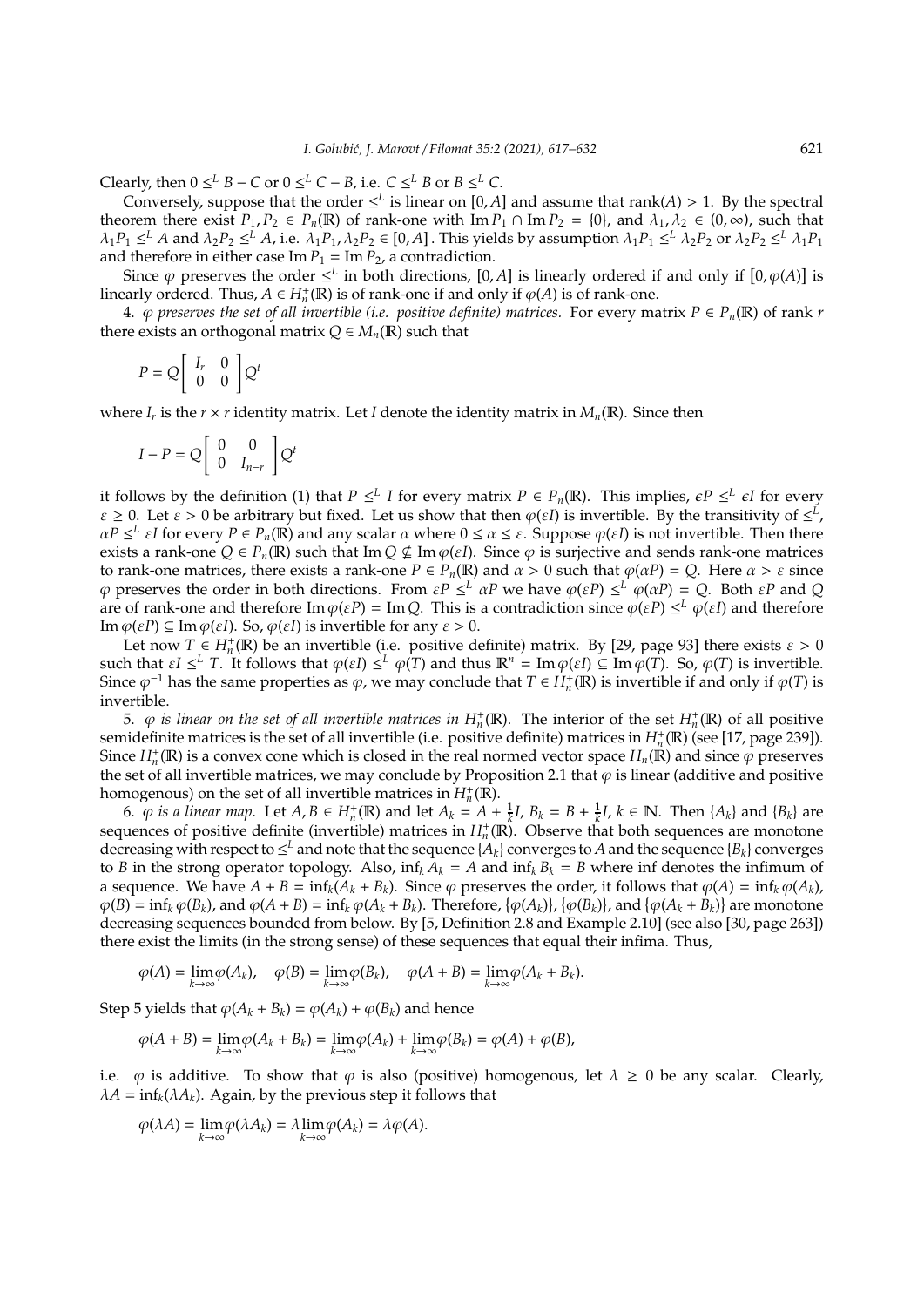Clearly, then $0 \leq^L B - C$ or $0 \leq^L C - B$, i.e. $C \leq^L B$ or $B \leq^L C$.

Conversely, suppose that the order $\leq^L$ is linear on $[0, A]$ and assume that $\operatorname{rank}(A) > 1$. By the spectral theorem there exist $P_1, P_2 \in P_n(\mathbb{R})$ of rank-one with $\operatorname{Im} P_1 \cap \operatorname{Im} P_2 = \{0\}$, and $\lambda_1, \lambda_2 \in (0, \infty)$, such that $\lambda_1 P_1 \leq^L A$ and $\lambda_2 P_2 \leq^L A$, i.e. $\lambda_1 P_1, \lambda_2 P_2 \in [0, A]$. This yields by assumption $\lambda_1 P_1 \leq^L \lambda_2 P_2$ or $\lambda_2 P_2 \leq^L \lambda_1 P_1$ and therefore in either case $\operatorname{Im} P_1 = \operatorname{Im} P_2$, a contradiction.

Since $\varphi$ preserves the order $\leq^L$ in both directions, $[0, A]$ is linearly ordered if and only if $[0, \varphi(A)]$ is linearly ordered. Thus, $A \in H_n^+(\mathbb{R})$ is of rank-one if and only if $\varphi(A)$ is of rank-one.

4. *$\varphi$ preserves the set of all invertible (i.e. positive definite) matrices.* For every matrix $P \in P_n(\mathbb{R})$ of rank $r$ there exists an orthogonal matrix $Q \in M_n(\mathbb{R})$ such that

$$P = Q \begin{bmatrix} I_r & 0 \\ 0 & 0 \end{bmatrix} Q^t$$

where $I_r$ is the $r \times r$ identity matrix. Let $I$ denote the identity matrix in $M_n(\mathbb{R})$. Since then

$$I - P = Q \begin{bmatrix} 0 & 0 \\ 0 & I_{n-r} \end{bmatrix} Q^t$$

it follows by the definition (1) that $P \leq^L I$ for every matrix $P \in P_n(\mathbb{R})$. This implies, $\epsilon P \leq^L \epsilon I$ for every $\varepsilon \geq 0$. Let $\varepsilon > 0$ be arbitrary but fixed. Let us show that then $\varphi(\varepsilon I)$ is invertible. By the transitivity of $\leq^L$, $\alpha P \leq^L \varepsilon I$ for every $P \in P_n(\mathbb{R})$ and any scalar $\alpha$ where $0 \leq \alpha \leq \varepsilon$. Suppose $\varphi(\varepsilon I)$ is not invertible. Then there exists a rank-one $Q \in P_n(\mathbb{R})$ such that $\operatorname{Im} Q \nsubseteq \operatorname{Im} \varphi(\varepsilon I)$. Since $\varphi$ is surjective and sends rank-one matrices to rank-one matrices, there exists a rank-one $P \in P_n(\mathbb{R})$ and $\alpha > 0$ such that $\varphi(\alpha P) = Q$. Here $\alpha > \varepsilon$ since $\varphi$ preserves the order in both directions. From $\varepsilon P \leq^L \alpha P$ we have $\varphi(\varepsilon P) \leq^L \varphi(\alpha P) = Q$. Both $\varepsilon P$ and $Q$ are of rank-one and therefore $\operatorname{Im} \varphi(\varepsilon P) = \operatorname{Im} Q$. This is a contradiction since $\varphi(\varepsilon P) \leq^L \varphi(\varepsilon I)$ and therefore $\operatorname{Im} \varphi(\varepsilon P) \subseteq \operatorname{Im} \varphi(\varepsilon I)$. So, $\varphi(\varepsilon I)$ is invertible for any $\varepsilon > 0$.

Let now $T \in H_n^+(\mathbb{R})$ be an invertible (i.e. positive definite) matrix. By [29, page 93] there exists $\varepsilon > 0$ such that $\varepsilon I \leq^L T$. It follows that $\varphi(\varepsilon I) \leq^L \varphi(T)$ and thus $\mathbb{R}^n = \operatorname{Im} \varphi(\varepsilon I) \subseteq \operatorname{Im} \varphi(T)$. So, $\varphi(T)$ is invertible. Since $\varphi^{-1}$ has the same properties as $\varphi$, we may conclude that $T \in H_n^+(\mathbb{R})$ is invertible if and only if $\varphi(T)$ is invertible.

5. *$\varphi$ is linear on the set of all invertible matrices in $H_n^+(\mathbb{R})$.* The interior of the set $H_n^+(\mathbb{R})$ of all positive semidefinite matrices is the set of all invertible (i.e. positive definite) matrices in $H_n^+(\mathbb{R})$ (see [17, page 239]). Since $H_n^+(\mathbb{R})$ is a convex cone which is closed in the real normed vector space $H_n(\mathbb{R})$ and since $\varphi$ preserves the set of all invertible matrices, we may conclude by Proposition 2.1 that $\varphi$ is linear (additive and positive homogenous) on the set of all invertible matrices in $H_n^+(\mathbb{R})$.

6. *$\varphi$ is a linear map.* Let $A, B \in H_n^+(\mathbb{R})$ and let $A_k = A + \frac{1}{k} I$, $B_k = B + \frac{1}{k} I$, $k \in \mathbb{N}$. Then $\{A_k\}$ and $\{B_k\}$ are sequences of positive definite (invertible) matrices in $H_n^+(\mathbb{R})$. Observe that both sequences are monotone decreasing with respect to $\leq^L$ and note that the sequence $\{A_k\}$ converges to $A$ and the sequence $\{B_k\}$ converges to $B$ in the strong operator topology. Also, $\inf_k A_k = A$ and $\inf_k B_k = B$ where inf denotes the infimum of a sequence. We have $A + B = \inf_k (A_k + B_k)$. Since $\varphi$ preserves the order, it follows that $\varphi(A) = \inf_k \varphi(A_k)$, $\varphi(B) = \inf_k \varphi(B_k)$, and $\varphi(A + B) = \inf_k \varphi(A_k + B_k)$. Therefore, $\{\varphi(A_k)\}$, $\{\varphi(B_k)\}$, and $\{\varphi(A_k + B_k)\}$ are monotone decreasing sequences bounded from below. By [5, Definition 2.8 and Example 2.10] (see also [30, page 263]) there exist the limits (in the strong sense) of these sequences that equal their infima. Thus,

$$\varphi(A) = \lim_{k \to \infty} \varphi(A_k), \quad \varphi(B) = \lim_{k \to \infty} \varphi(B_k), \quad \varphi(A + B) = \lim_{k \to \infty} \varphi(A_k + B_k).$$

Step 5 yields that $\varphi(A_k + B_k) = \varphi(A_k) + \varphi(B_k)$ and hence

$$\varphi(A + B) = \lim_{k \to \infty} \varphi(A_k + B_k) = \lim_{k \to \infty} \varphi(A_k) + \lim_{k \to \infty} \varphi(B_k) = \varphi(A) + \varphi(B),$$

i.e. $\varphi$ is additive. To show that $\varphi$ is also (positive) homogenous, let $\lambda \geq 0$ be any scalar. Clearly, $\lambda A = \inf_k (\lambda A_k)$. Again, by the previous step it follows that

$$\varphi(\lambda A) = \lim_{k \to \infty} \varphi(\lambda A_k) = \lambda \lim_{k \to \infty} \varphi(A_k) = \lambda \varphi(A).$$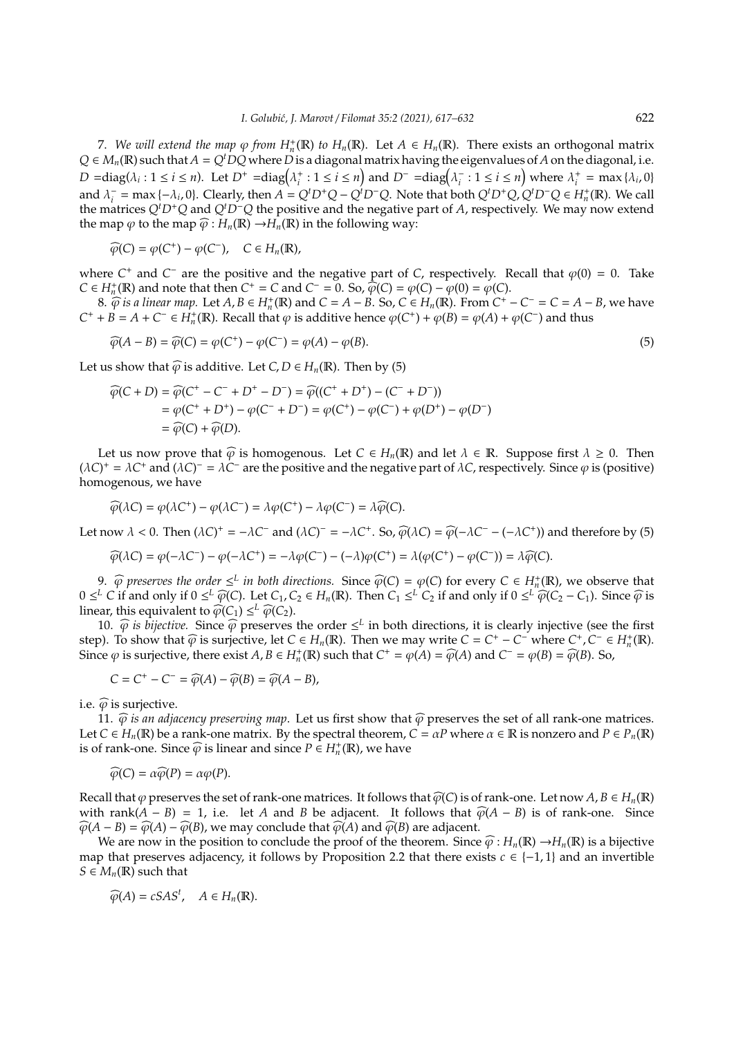7. *We will extend the map $\varphi$ from $H_n^+(\mathbb{R})$ to $H_n(\mathbb{R})$.* Let $A \in H_n(\mathbb{R})$. There exists an orthogonal matrix $Q \in M_n(\mathbb{R})$ such that $A = Q^t D Q$ where $D$ is a diagonal matrix having the eigenvalues of $A$ on the diagonal, i.e. $D = \mathrm{diag}(\lambda_i : 1 \le i \le n)$. Let $D^+ = \mathrm{diag}\left(\lambda_i^+ : 1 \le i \le n\right)$ and $D^- = \mathrm{diag}\left(\lambda_i^- : 1 \le i \le n\right)$ where $\lambda_i^+ = \max\{\lambda_i, 0\}$ and $\lambda_i^- = \max\{-\lambda_i, 0\}$. Clearly, then $A = Q^t D^+ Q - Q^t D^- Q$. Note that both $Q^t D^+ Q, Q^t D^- Q \in H_n^+(\mathbb{R})$. We call the matrices $Q^t D^+ Q$ and $Q^t D^- Q$ the positive and the negative part of $A$, respectively. We may now extend the map $\varphi$ to the map $\widehat{\varphi} : H_n(\mathbb{R}) \to H_n(\mathbb{R})$ in the following way:

$$\widehat{\varphi}(C) = \varphi(C^+) - \varphi(C^-), \quad C \in H_n(\mathbb{R}),$$

where $C^+$ and $C^-$ are the positive and the negative part of $C$, respectively. Recall that $\varphi(0) = 0$. Take $C \in H_n^+(\mathbb{R})$ and note that then $C^+ = C$ and $C^- = 0$. So, $\widehat{\varphi}(C) = \varphi(C) - \varphi(0) = \varphi(C)$.

8. *$\widehat{\varphi}$ is a linear map.* Let $A, B \in H_n^+(\mathbb{R})$ and $C = A - B$. So, $C \in H_n(\mathbb{R})$. From $C^+ - C^- = C = A - B$, we have $C^+ + B = A + C^- \in H_n^+(\mathbb{R})$. Recall that $\varphi$ is additive hence $\varphi(C^+) + \varphi(B) = \varphi(A) + \varphi(C^-)$ and thus

$$\widehat{\varphi}(A - B) = \widehat{\varphi}(C) = \varphi(C^+) - \varphi(C^-) = \varphi(A) - \varphi(B). \tag{5}$$

Let us show that $\widehat{\varphi}$ is additive. Let $C, D \in H_n(\mathbb{R})$. Then by (5)

$$\begin{aligned}
\widehat{\varphi}(C + D) &= \widehat{\varphi}(C^+ - C^- + D^+ - D^-) = \widehat{\varphi}((C^+ + D^+) - (C^- + D^-)) \\
&= \varphi(C^+ + D^+) - \varphi(C^- + D^-) = \varphi(C^+) - \varphi(C^-) + \varphi(D^+) - \varphi(D^-) \\
&= \widehat{\varphi}(C) + \widehat{\varphi}(D).
\end{aligned}$$

Let us now prove that $\widehat{\varphi}$ is homogenous. Let $C \in H_n(\mathbb{R})$ and let $\lambda \in \mathbb{R}$. Suppose first $\lambda \ge 0$. Then $(\lambda C)^+ = \lambda C^+$ and $(\lambda C)^- = \lambda C^-$ are the positive and the negative part of $\lambda C$, respectively. Since $\varphi$ is (positive) homogenous, we have

$$\widehat{\varphi}(\lambda C) = \varphi(\lambda C^+) - \varphi(\lambda C^-) = \lambda \varphi(C^+) - \lambda \varphi(C^-) = \lambda \widehat{\varphi}(C).$$

Let now $\lambda < 0$. Then $(\lambda C)^+ = -\lambda C^-$ and $(\lambda C)^- = -\lambda C^+$. So, $\widehat{\varphi}(\lambda C) = \widehat{\varphi}(-\lambda C^- - (-\lambda C^+))$ and therefore by (5)

$$\widehat{\varphi}(\lambda C) = \varphi(-\lambda C^-) - \varphi(-\lambda C^+) = -\lambda \varphi(C^-) - (-\lambda)\varphi(C^+) = \lambda(\varphi(C^+) - \varphi(C^-)) = \lambda \widehat{\varphi}(C).$$

9. *$\widehat{\varphi}$ preserves the order $\le^L$ in both directions.* Since $\widehat{\varphi}(C) = \varphi(C)$ for every $C \in H_n^+(\mathbb{R})$, we observe that $0 \le^L C$ if and only if $0 \le^L \widehat{\varphi}(C)$. Let $C_1, C_2 \in H_n(\mathbb{R})$. Then $C_1 \le^L C_2$ if and only if $0 \le^L \widehat{\varphi}(C_2 - C_1)$. Since $\widehat{\varphi}$ is linear, this equivalent to $\widehat{\varphi}(C_1) \le^L \widehat{\varphi}(C_2)$.

10. *$\widehat{\varphi}$ is bijective.* Since $\widehat{\varphi}$ preserves the order $\le^L$ in both directions, it is clearly injective (see the first step). To show that $\widehat{\varphi}$ is surjective, let $C \in H_n(\mathbb{R})$. Then we may write $C = C^+ - C^-$ where $C^+, C^- \in H_n^+(\mathbb{R})$. Since $\varphi$ is surjective, there exist $A, B \in H_n^+(\mathbb{R})$ such that $C^+ = \varphi(A) = \widehat{\varphi}(A)$ and $C^- = \varphi(B) = \widehat{\varphi}(B)$. So,

$$C = C^+ - C^- = \widehat{\varphi}(A) - \widehat{\varphi}(B) = \widehat{\varphi}(A - B),$$

i.e. $\widehat{\varphi}$ is surjective.

11. *$\widehat{\varphi}$ is an adjacency preserving map.* Let us first show that $\widehat{\varphi}$ preserves the set of all rank-one matrices. Let $C \in H_n(\mathbb{R})$ be a rank-one matrix. By the spectral theorem, $C = \alpha P$ where $\alpha \in \mathbb{R}$ is nonzero and $P \in P_n(\mathbb{R})$ is of rank-one. Since $\widehat{\varphi}$ is linear and since $P \in H_n^+(\mathbb{R})$, we have

$$\widehat{\varphi}(C) = \alpha \widehat{\varphi}(P) = \alpha \varphi(P).$$

Recall that $\varphi$ preserves the set of rank-one matrices. It follows that $\widehat{\varphi}(C)$ is of rank-one. Let now $A, B \in H_n(\mathbb{R})$ with $\mathrm{rank}(A - B) = 1$, i.e. let $A$ and $B$ be adjacent. It follows that $\widehat{\varphi}(A - B)$ is of rank-one. Since $\widehat{\varphi}(A - B) = \widehat{\varphi}(A) - \widehat{\varphi}(B)$, we may conclude that $\widehat{\varphi}(A)$ and $\widehat{\varphi}(B)$ are adjacent.

We are now in the position to conclude the proof of the theorem. Since $\widehat{\varphi} : H_n(\mathbb{R}) \to H_n(\mathbb{R})$ is a bijective map that preserves adjacency, it follows by Proposition 2.2 that there exists $c \in \{-1, 1\}$ and an invertible $S \in M_n(\mathbb{R})$ such that

$$\widehat{\varphi}(A) = cSAS^t, \quad A \in H_n(\mathbb{R}).$$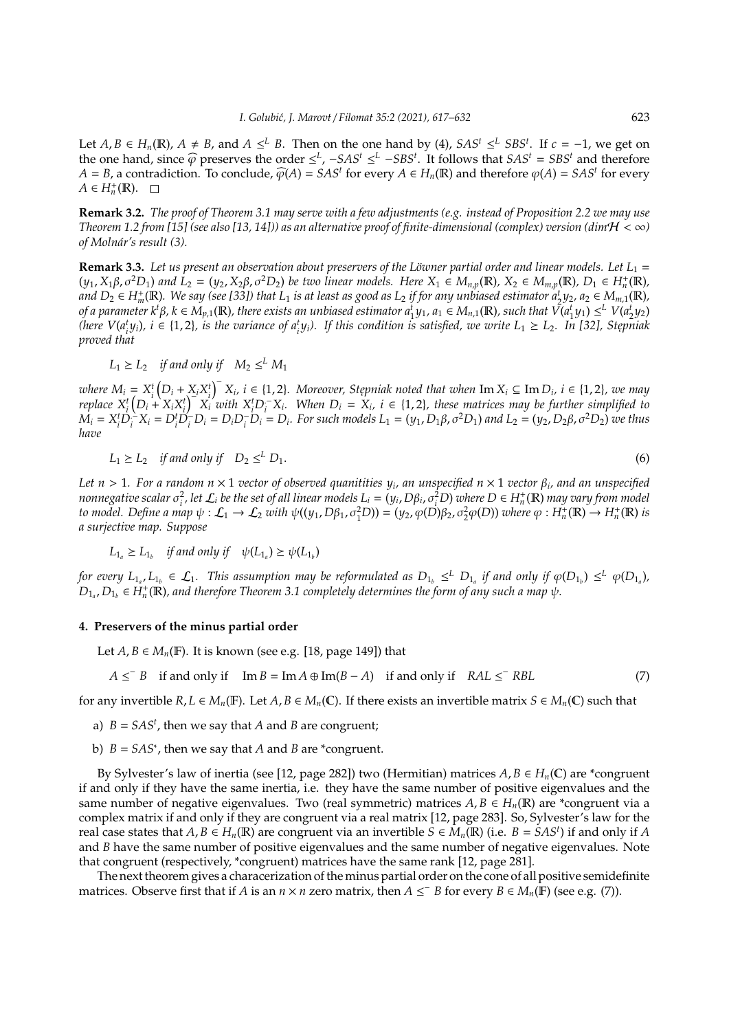Let $A, B \in H_n(\mathbb{R})$, $A \neq B$, and $A \leq^L B$. Then on the one hand by (4), $SAS^t \leq^L SBS^t$. If $c = -1$, we get on the one hand, since $\widehat{\varphi}$ preserves the order $\leq^L$, $-SAS^t \leq^L -SBS^t$. It follows that $SAS^t = SBS^t$ and therefore $A = B$, a contradiction. To conclude, $\widehat{\varphi}(A) = SAS^t$ for every $A \in H_n(\mathbb{R})$ and therefore $\varphi(A) = SAS^t$ for every $A \in H_n^+(\mathbb{R})$. $\square$

**Remark 3.2.** *The proof of Theorem 3.1 may serve with a few adjustments (e.g. instead of Proposition 2.2 we may use Theorem 1.2 from [15] (see also [13, 14])) as an alternative proof of finite-dimensional (complex) version ($\dim \mathcal{H} < \infty$) of Molnár's result (3).*

**Remark 3.3.** *Let us present an observation about preservers of the Löwner partial order and linear models. Let $L_1 = (y_1, X_1\beta, \sigma^2 D_1)$ and $L_2 = (y_2, X_2\beta, \sigma^2 D_2)$ be two linear models. Here $X_1 \in M_{n,p}(\mathbb{R})$, $X_2 \in M_{m,p}(\mathbb{R})$, $D_1 \in H_n^+(\mathbb{R})$, and $D_2 \in H_m^+(\mathbb{R})$. We say (see [33]) that $L_1$ is at least as good as $L_2$ if for any unbiased estimator $a_2^t y_2$, $a_2 \in M_{m,1}(\mathbb{R})$, of a parameter $k^t\beta$, $k \in M_{p,1}(\mathbb{R})$, there exists an unbiased estimator $a_1^t y_1$, $a_1 \in M_{n,1}(\mathbb{R})$, such that $V(a_1^t y_1) \leq^L V(a_2^t y_2)$ (here $V(a_i^t y_i)$, $i \in \{1, 2\}$, is the variance of $a_i^t y_i$). If this condition is satisfied, we write $L_1 \succeq L_2$. In [32], Stępniak proved that*

$$L_1 \succeq L_2 \quad \text{if and only if} \quad M_2 \leq^L M_1$$

*where $M_i = X_i^t \left(D_i + X_i X_i^t\right)^- X_i$, $i \in \{1, 2\}$. Moreover, Stępniak noted that when $\operatorname{Im} X_i \subseteq \operatorname{Im} D_i$, $i \in \{1, 2\}$, we may replace $X_i^t \left(D_i + X_i X_i^t\right)^- X_i$ with $X_i^t D_i^- X_i$. When $D_i = X_i$, $i \in \{1, 2\}$, these matrices may be further simplified to $M_i = X_i^t D_i^- X_i = D_i^t D_i^- D_i = D_i D_i^- D_i = D_i$. For such models $L_1 = (y_1, D_1\beta, \sigma^2 D_1)$ and $L_2 = (y_2, D_2\beta, \sigma^2 D_2)$ we thus have*

$$L_1 \succeq L_2 \quad \text{if and only if} \quad D_2 \leq^L D_1. \tag{6}$$

*Let $n > 1$. For a random $n \times 1$ vector of observed quanitities $y_i$, an unspecified $n \times 1$ vector $\beta_i$, and an unspecified nonnegative scalar $\sigma_i^2$, let $\mathcal{L}_i$ be the set of all linear models $L_i = (y_i, D\beta_i, \sigma_i^2 D)$ where $D \in H_n^+(\mathbb{R})$ may vary from model to model. Define a map $\psi : \mathcal{L}_1 \to \mathcal{L}_2$ with $\psi((y_1, D\beta_1, \sigma_1^2 D)) = (y_2, \varphi(D)\beta_2, \sigma_2^2 \varphi(D))$ where $\varphi : H_n^+(\mathbb{R}) \to H_n^+(\mathbb{R})$ is a surjective map. Suppose*

$$L_{1_a} \succeq L_{1_b} \quad \text{if and only if} \quad \psi(L_{1_a}) \succeq \psi(L_{1_b})$$

*for every $L_{1_a}, L_{1_b} \in \mathcal{L}_1$. This assumption may be reformulated as $D_{1_b} \leq^L D_{1_a}$ if and only if $\varphi(D_{1_b}) \leq^L \varphi(D_{1_a})$, $D_{1_a}, D_{1_b} \in H_n^+(\mathbb{R})$, and therefore Theorem 3.1 completely determines the form of any such a map $\psi$.*

## 4. Preservers of the minus partial order

Let $A, B \in M_n(\mathbb{F})$. It is known (see e.g. [18, page 149]) that

$$A \leq^- B \quad \text{if and only if} \quad \operatorname{Im} B = \operatorname{Im} A \oplus \operatorname{Im}(B - A) \quad \text{if and only if} \quad RAL \leq^- RBL \tag{7}$$

for any invertible $R, L \in M_n(\mathbb{F})$. Let $A, B \in M_n(\mathbb{C})$. If there exists an invertible matrix $S \in M_n(\mathbb{C})$ such that

a) $B = SAS^t$, then we say that $A$ and $B$ are congruent;

b) $B = SAS^*$, then we say that $A$ and $B$ are *congruent.

By Sylvester's law of inertia (see [12, page 282]) two (Hermitian) matrices $A, B \in H_n(\mathbb{C})$ are *congruent if and only if they have the same inertia, i.e. they have the same number of positive eigenvalues and the same number of negative eigenvalues. Two (real symmetric) matrices $A, B \in H_n(\mathbb{R})$ are *congruent via a complex matrix if and only if they are congruent via a real matrix [12, page 283]. So, Sylvester's law for the real case states that $A, B \in H_n(\mathbb{R})$ are congruent via an invertible $S \in M_n(\mathbb{R})$ (i.e. $B = SAS^t$) if and only if $A$ and $B$ have the same number of positive eigenvalues and the same number of negative eigenvalues. Note that congruent (respectively, *congruent) matrices have the same rank [12, page 281].

The next theorem gives a characterization of the minus partial order on the cone of all positive semidefinite matrices. Observe first that if $A$ is an $n \times n$ zero matrix, then $A \leq^- B$ for every $B \in M_n(\mathbb{F})$ (see e.g. (7)).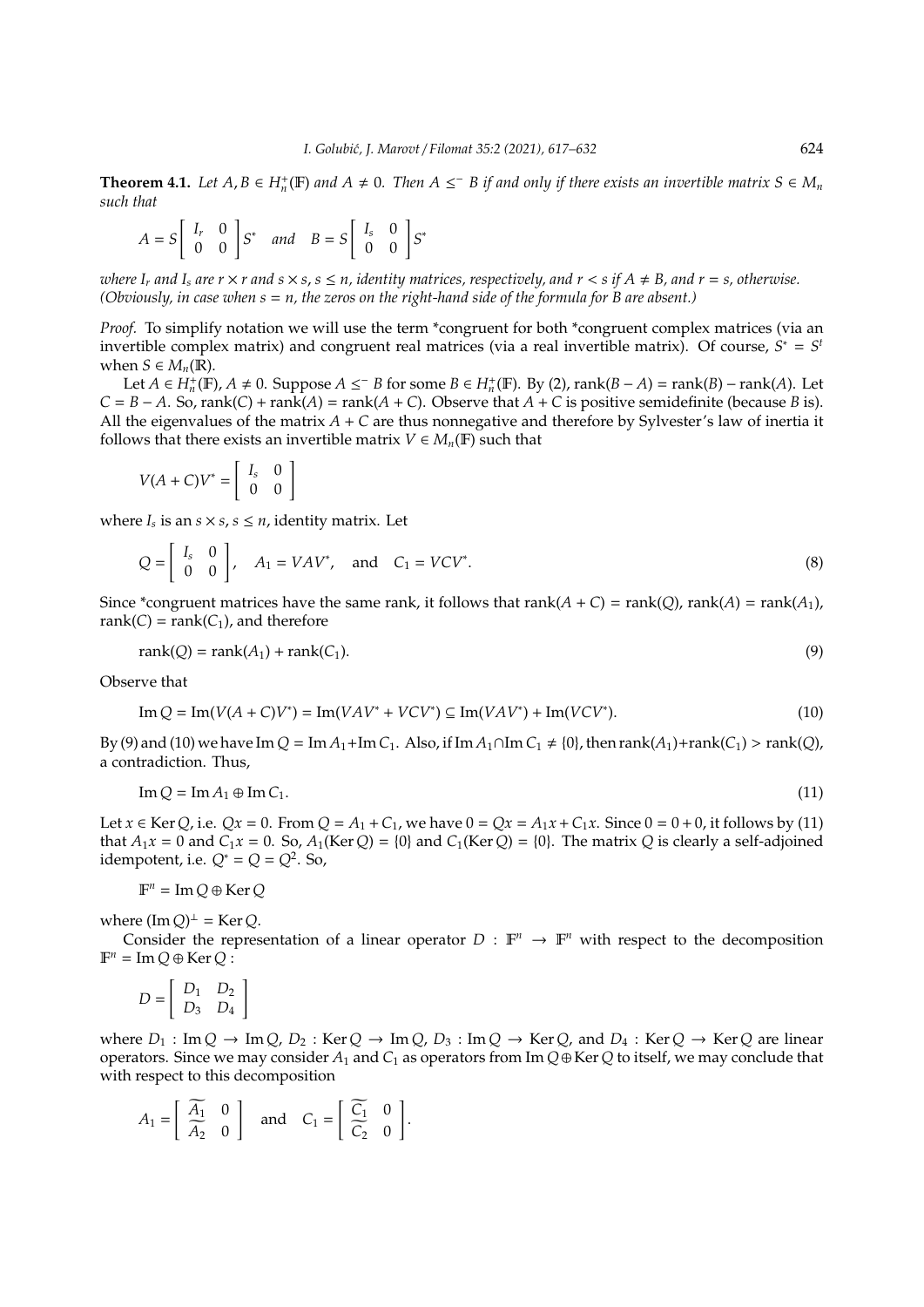**Theorem 4.1.** *Let $A, B \in H_n^+(\mathbb{F})$ and $A \neq 0$. Then $A \leq^- B$ if and only if there exists an invertible matrix $S \in M_n$ such that*

$$A = S \begin{bmatrix} I_r & 0 \\ 0 & 0 \end{bmatrix} S^* \quad \text{and} \quad B = S \begin{bmatrix} I_s & 0 \\ 0 & 0 \end{bmatrix} S^*$$

*where $I_r$ and $I_s$ are $r \times r$ and $s \times s$, $s \leq n$, identity matrices, respectively, and $r < s$ if $A \neq B$, and $r = s$, otherwise. (Obviously, in case when $s = n$, the zeros on the right-hand side of the formula for $B$ are absent.)*

*Proof.* To simplify notation we will use the term *congruent for both *congruent complex matrices (via an invertible complex matrix) and congruent real matrices (via a real invertible matrix). Of course, $S^* = S^t$ when $S \in M_n(\mathbb{R})$.

Let $A \in H_n^+(\mathbb{F})$, $A \neq 0$. Suppose $A \leq^- B$ for some $B \in H_n^+(\mathbb{F})$. By (2), $\operatorname{rank}(B - A) = \operatorname{rank}(B) - \operatorname{rank}(A)$. Let $C = B - A$. So, $\operatorname{rank}(C) + \operatorname{rank}(A) = \operatorname{rank}(A + C)$. Observe that $A + C$ is positive semidefinite (because $B$ is). All the eigenvalues of the matrix $A + C$ are thus nonnegative and therefore by Sylvester's law of inertia it follows that there exists an invertible matrix $V \in M_n(\mathbb{F})$ such that

$$V(A + C)V^* = \begin{bmatrix} I_s & 0 \\ 0 & 0 \end{bmatrix}$$

where $I_s$ is an $s \times s$, $s \leq n$, identity matrix. Let

$$Q = \begin{bmatrix} I_s & 0 \\ 0 & 0 \end{bmatrix}, \quad A_1 = VAV^*, \quad \text{and} \quad C_1 = VCV^*. \tag{8}$$

Since *congruent matrices have the same rank, it follows that $\operatorname{rank}(A + C) = \operatorname{rank}(Q)$, $\operatorname{rank}(A) = \operatorname{rank}(A_1)$, $\operatorname{rank}(C) = \operatorname{rank}(C_1)$, and therefore

$$\operatorname{rank}(Q) = \operatorname{rank}(A_1) + \operatorname{rank}(C_1). \tag{9}$$

Observe that

$$\operatorname{Im} Q = \operatorname{Im}(V(A + C)V^*) = \operatorname{Im}(VAV^* + VCV^*) \subseteq \operatorname{Im}(VAV^*) + \operatorname{Im}(VCV^*). \tag{10}$$

By (9) and (10) we have $\operatorname{Im} Q = \operatorname{Im} A_1 + \operatorname{Im} C_1$. Also, if $\operatorname{Im} A_1 \cap \operatorname{Im} C_1 \neq \{0\}$, then $\operatorname{rank}(A_1) + \operatorname{rank}(C_1) > \operatorname{rank}(Q)$, a contradiction. Thus,

$$\operatorname{Im} Q = \operatorname{Im} A_1 \oplus \operatorname{Im} C_1. \tag{11}$$

Let $x \in \operatorname{Ker} Q$, i.e. $Qx = 0$. From $Q = A_1 + C_1$, we have $0 = Qx = A_1 x + C_1 x$. Since $0 = 0 + 0$, it follows by (11) that $A_1 x = 0$ and $C_1 x = 0$. So, $A_1(\operatorname{Ker} Q) = \{0\}$ and $C_1(\operatorname{Ker} Q) = \{0\}$. The matrix $Q$ is clearly a self-adjoined idempotent, i.e. $Q^* = Q = Q^2$. So,

$$\mathbb{F}^n = \operatorname{Im} Q \oplus \operatorname{Ker} Q$$

where $(\operatorname{Im} Q)^\perp = \operatorname{Ker} Q$.

Consider the representation of a linear operator $D : \mathbb{F}^n \to \mathbb{F}^n$ with respect to the decomposition $\mathbb{F}^n = \operatorname{Im} Q \oplus \operatorname{Ker} Q$ :

$$D = \begin{bmatrix} D_1 & D_2 \\ D_3 & D_4 \end{bmatrix}$$

where $D_1 : \operatorname{Im} Q \to \operatorname{Im} Q$, $D_2 : \operatorname{Ker} Q \to \operatorname{Im} Q$, $D_3 : \operatorname{Im} Q \to \operatorname{Ker} Q$, and $D_4 : \operatorname{Ker} Q \to \operatorname{Ker} Q$ are linear operators. Since we may consider $A_1$ and $C_1$ as operators from $\operatorname{Im} Q \oplus \operatorname{Ker} Q$ to itself, we may conclude that with respect to this decomposition

$$A_1 = \begin{bmatrix} \widetilde{A_1} & 0 \\ \widetilde{A_2} & 0 \end{bmatrix} \quad \text{and} \quad C_1 = \begin{bmatrix} \widetilde{C_1} & 0 \\ \widetilde{C_2} & 0 \end{bmatrix}.$$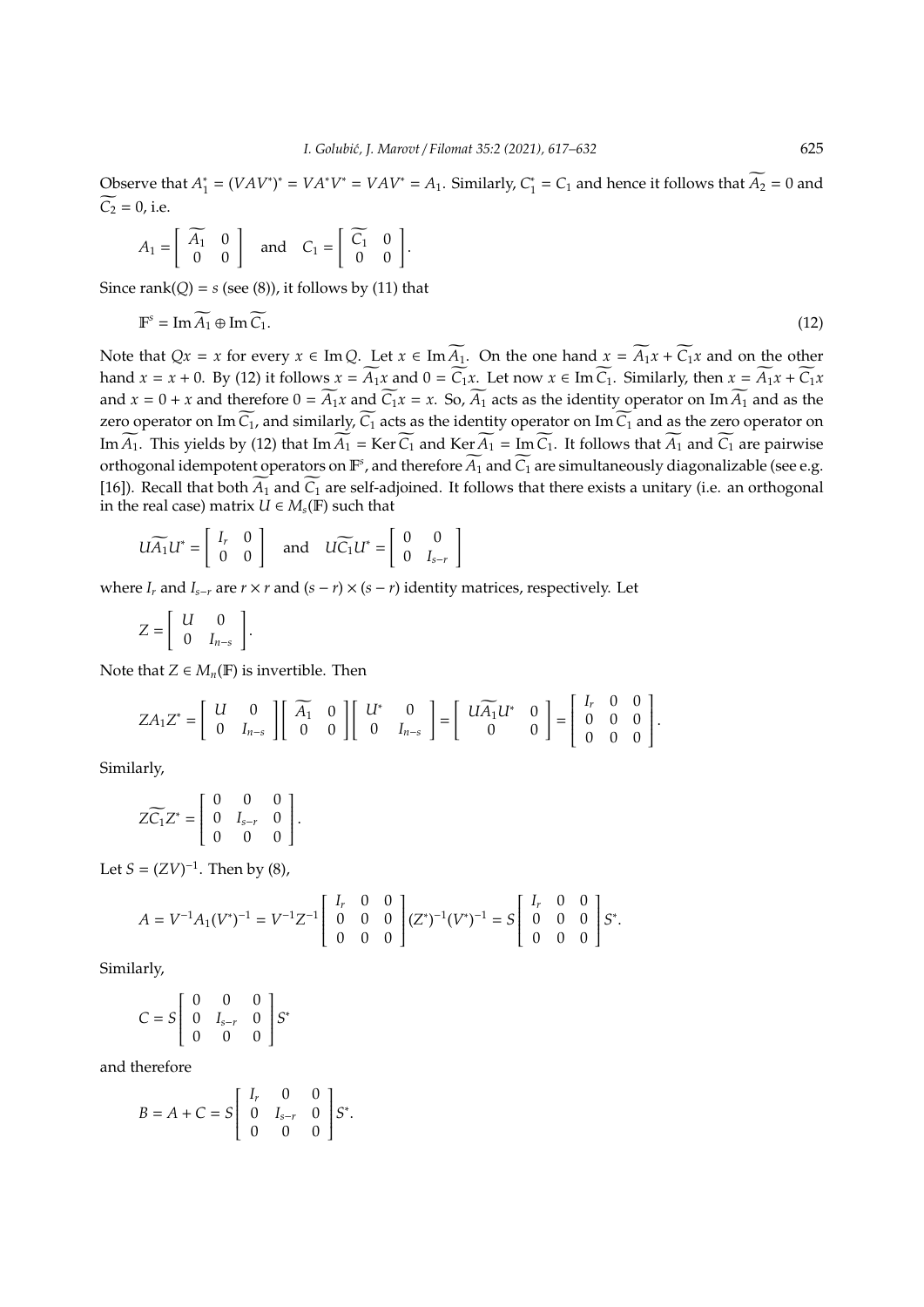Observe that $A_1^* = (VAV^*)^* = VA^*V^* = VAV^* = A_1$. Similarly, $C_1^* = C_1$ and hence it follows that $\widetilde{A_2} = 0$ and $\widetilde{C_2} = 0$, i.e.

$$A_1 = \begin{bmatrix} \widetilde{A_1} & 0 \\ 0 & 0 \end{bmatrix} \quad \text{and} \quad C_1 = \begin{bmatrix} \widetilde{C_1} & 0 \\ 0 & 0 \end{bmatrix}.$$

Since $\operatorname{rank}(Q) = s$ (see (8)), it follows by (11) that

$$\mathbb{F}^s = \operatorname{Im} \widetilde{A_1} \oplus \operatorname{Im} \widetilde{C_1}. \tag{12}$$

Note that $Qx = x$ for every $x \in \operatorname{Im} Q$. Let $x \in \operatorname{Im} \widetilde{A_1}$. On the one hand $x = \widetilde{A_1}x + \widetilde{C_1}x$ and on the other hand $x = x + 0$. By (12) it follows $x = \widetilde{A_1}x$ and $0 = \widetilde{C_1}x$. Let now $x \in \operatorname{Im} \widetilde{C_1}$. Similarly, then $x = \widetilde{A_1}x + \widetilde{C_1}x$ and $x = 0 + x$ and therefore $0 = \widetilde{A_1}x$ and $\widetilde{C_1}x = x$. So, $\widetilde{A_1}$ acts as the identity operator on $\operatorname{Im} \widetilde{A_1}$ and as the zero operator on $\operatorname{Im} \widetilde{C_1}$, and similarly, $\widetilde{C_1}$ acts as the identity operator on $\operatorname{Im} \widetilde{C_1}$ and as the zero operator on $\operatorname{Im} \widetilde{A_1}$. This yields by (12) that $\operatorname{Im} \widetilde{A_1} = \operatorname{Ker} \widetilde{C_1}$ and $\operatorname{Ker} \widetilde{A_1} = \operatorname{Im} \widetilde{C_1}$. It follows that $\widetilde{A_1}$ and $\widetilde{C_1}$ are pairwise orthogonal idempotent operators on $\mathbb{F}^s$, and therefore $\widetilde{A_1}$ and $\widetilde{C_1}$ are simultaneously diagonalizable (see e.g. [16]). Recall that both $\widetilde{A_1}$ and $\widetilde{C_1}$ are self-adjoined. It follows that there exists a unitary (i.e. an orthogonal in the real case) matrix $U \in M_s(\mathbb{F})$ such that

$$U\widetilde{A_1}U^* = \begin{bmatrix} I_r & 0 \\ 0 & 0 \end{bmatrix} \quad \text{and} \quad U\widetilde{C_1}U^* = \begin{bmatrix} 0 & 0 \\ 0 & I_{s-r} \end{bmatrix}$$

where $I_r$ and $I_{s-r}$ are $r \times r$ and $(s-r) \times (s-r)$ identity matrices, respectively. Let

$$Z = \begin{bmatrix} U & 0 \\ 0 & I_{n-s} \end{bmatrix}.$$

Note that $Z \in M_n(\mathbb{F})$ is invertible. Then

$$ZA_1Z^* = \begin{bmatrix} U & 0 \\ 0 & I_{n-s} \end{bmatrix} \begin{bmatrix} \widetilde{A_1} & 0 \\ 0 & 0 \end{bmatrix} \begin{bmatrix} U^* & 0 \\ 0 & I_{n-s} \end{bmatrix} = \begin{bmatrix} U\widetilde{A_1}U^* & 0 \\ 0 & 0 \end{bmatrix} = \begin{bmatrix} I_r & 0 & 0 \\ 0 & 0 & 0 \\ 0 & 0 & 0 \end{bmatrix}.$$

Similarly,

$$Z\widetilde{C_1}Z^* = \begin{bmatrix} 0 & 0 & 0 \\ 0 & I_{s-r} & 0 \\ 0 & 0 & 0 \end{bmatrix}.$$

Let $S = (ZV)^{-1}$. Then by (8),

$$A = V^{-1}A_1(V^*)^{-1} = V^{-1}Z^{-1} \begin{bmatrix} I_r & 0 & 0 \\ 0 & 0 & 0 \\ 0 & 0 & 0 \end{bmatrix} (Z^*)^{-1}(V^*)^{-1} = S \begin{bmatrix} I_r & 0 & 0 \\ 0 & 0 & 0 \\ 0 & 0 & 0 \end{bmatrix} S^*.$$

Similarly,

$$C = S \begin{bmatrix} 0 & 0 & 0 \\ 0 & I_{s-r} & 0 \\ 0 & 0 & 0 \end{bmatrix} S^*$$

and therefore

$$B = A + C = S \begin{bmatrix} I_r & 0 & 0 \\ 0 & I_{s-r} & 0 \\ 0 & 0 & 0 \end{bmatrix} S^*.$$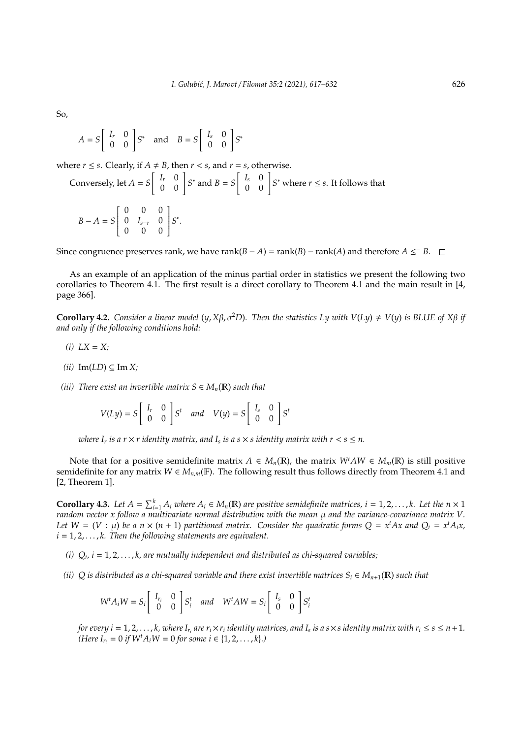So,

$$A = S\begin{bmatrix} I_r & 0 \\ 0 & 0 \end{bmatrix} S^* \quad \text{and} \quad B = S\begin{bmatrix} I_s & 0 \\ 0 & 0 \end{bmatrix} S^*$$

where $r \leq s$. Clearly, if $A \neq B$, then $r < s$, and $r = s$, otherwise.

Conversely, let $A = S\begin{bmatrix} I_r & 0 \\ 0 & 0 \end{bmatrix} S^*$ and $B = S\begin{bmatrix} I_s & 0 \\ 0 & 0 \end{bmatrix} S^*$ where $r \leq s$. It follows that

$$B - A = S\begin{bmatrix} 0 & 0 & 0 \\ 0 & I_{s-r} & 0 \\ 0 & 0 & 0 \end{bmatrix} S^*.$$

Since congruence preserves rank, we have $\operatorname{rank}(B - A) = \operatorname{rank}(B) - \operatorname{rank}(A)$ and therefore $A \leq^- B$. □

As an example of an application of the minus partial order in statistics we present the following two corollaries to Theorem 4.1. The first result is a direct corollary to Theorem 4.1 and the main result in [4, page 366].

**Corollary 4.2.** *Consider a linear model $(y, X\beta, \sigma^2 D)$. Then the statistics $Ly$ with $V(Ly) \neq V(y)$ is BLUE of $X\beta$ if and only if the following conditions hold:*

*(i)* $LX = X$;

*(ii)* $\operatorname{Im}(LD) \subseteq \operatorname{Im} X$;

*(iii) There exist an invertible matrix $S \in M_n(\mathbb{R})$ such that*

$$V(Ly) = S\begin{bmatrix} I_r & 0 \\ 0 & 0 \end{bmatrix} S^t \quad \text{and} \quad V(y) = S\begin{bmatrix} I_s & 0 \\ 0 & 0 \end{bmatrix} S^t$$

*where $I_r$ is a $r \times r$ identity matrix, and $I_s$ is a $s \times s$ identity matrix with $r < s \leq n$.*

Note that for a positive semidefinite matrix $A \in M_n(\mathbb{R})$, the matrix $W^t A W \in M_m(\mathbb{R})$ is still positive semidefinite for any matrix $W \in M_{n,m}(\mathbb{F})$. The following result thus follows directly from Theorem 4.1 and [2, Theorem 1].

**Corollary 4.3.** *Let $A = \sum_{i=1}^{k} A_i$ where $A_i \in M_n(\mathbb{R})$ are positive semidefinite matrices, $i = 1, 2, \ldots, k$. Let the $n \times 1$ random vector $x$ follow a multivariate normal distribution with the mean $\mu$ and the variance-covariance matrix $V$. Let $W = (V : \mu)$ be a $n \times (n+1)$ partitioned matrix. Consider the quadratic forms $Q = x^t A x$ and $Q_i = x^t A_i x$, $i = 1, 2, \ldots, k$. Then the following statements are equivalent.*

*(i) $Q_i$, $i = 1, 2, \ldots, k$, are mutually independent and distributed as chi-squared variables;*

*(ii) $Q$ is distributed as a chi-squared variable and there exist invertible matrices $S_i \in M_{n+1}(\mathbb{R})$ such that*

$$W^t A_i W = S_i \begin{bmatrix} I_{r_i} & 0 \\ 0 & 0 \end{bmatrix} S_i^t \quad \text{and} \quad W^t A W = S_i \begin{bmatrix} I_s & 0 \\ 0 & 0 \end{bmatrix} S_i^t$$

*for every $i = 1, 2, \ldots, k$, where $I_{r_i}$ are $r_i \times r_i$ identity matrices, and $I_s$ is a $s \times s$ identity matrix with $r_i \leq s \leq n+1$. (Here $I_{r_i} = 0$ if $W^t A_i W = 0$ for some $i \in \{1, 2, \ldots, k\}$.)*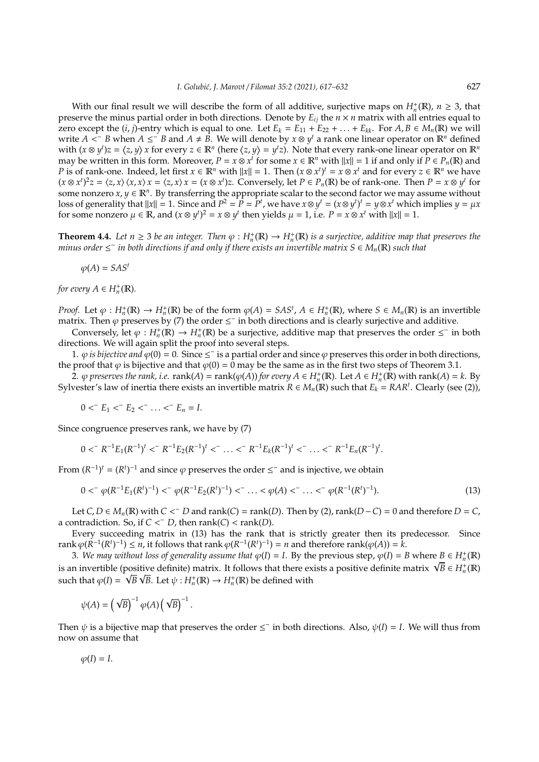With our final result we will describe the form of all additive, surjective maps on $H_n^+(\mathbb{R})$, $n \geq 3$, that preserve the minus partial order in both directions. Denote by $E_{ij}$ the $n \times n$ matrix with all entries equal to zero except the $(i,j)$-entry which is equal to one. Let $E_k = E_{11} + E_{22} + \ldots + E_{kk}$. For $A, B \in M_n(\mathbb{R})$ we will write $A <^- B$ when $A \leq^- B$ and $A \neq B$. We will denote by $x \otimes y^t$ a rank one linear operator on $\mathbb{R}^n$ defined with $(x \otimes y^t)z = \langle z, y \rangle x$ for every $z \in \mathbb{R}^n$ (here $\langle z, y \rangle = y^t z$). Note that every rank-one linear operator on $\mathbb{R}^n$ may be written in this form. Moreover, $P = x \otimes x^t$ for some $x \in \mathbb{R}^n$ with $\|x\| = 1$ if and only if $P \in P_n(\mathbb{R})$ and $P$ is of rank-one. Indeed, let first $x \in \mathbb{R}^n$ with $\|x\| = 1$. Then $(x \otimes x^t)^t = x \otimes x^t$ and for every $z \in \mathbb{R}^n$ we have $(x \otimes x^t)^2 z = \langle z, x \rangle \langle x, x \rangle x = \langle z, x \rangle x = (x \otimes x^t)z$. Conversely, let $P \in P_n(\mathbb{R})$ be of rank-one. Then $P = x \otimes y^t$ for some nonzero $x, y \in \mathbb{R}^n$. By transferring the appropriate scalar to the second factor we may assume without loss of generality that $\|x\| = 1$. Since and $P^2 = P = P^t$, we have $x \otimes y^t = (x \otimes y^t)^t = y \otimes x^t$ which implies $y = \mu x$ for some nonzero $\mu \in \mathbb{R}$, and $(x \otimes y^t)^2 = x \otimes y^t$ then yields $\mu = 1$, i.e. $P = x \otimes x^t$ with $\|x\| = 1$.

**Theorem 4.4.** *Let $n \geq 3$ be an integer. Then $\varphi : H_n^+(\mathbb{R}) \to H_n^+(\mathbb{R})$ is a surjective, additive map that preserves the minus order $\leq^-$ in both directions if and only if there exists an invertible matrix $S \in M_n(\mathbb{R})$ such that*

$$\varphi(A) = SAS^t$$

*for every $A \in H_n^+(\mathbb{R})$.*

*Proof.* Let $\varphi : H_n^+(\mathbb{R}) \to H_n^+(\mathbb{R})$ be of the form $\varphi(A) = SAS^t$, $A \in H_n^+(\mathbb{R})$, where $S \in M_n(\mathbb{R})$ is an invertible matrix. Then $\varphi$ preserves by (7) the order $\leq^-$ in both directions and is clearly surjective and additive.

Conversely, let $\varphi : H_n^+(\mathbb{R}) \to H_n^+(\mathbb{R})$ be a surjective, additive map that preserves the order $\leq^-$ in both directions. We will again split the proof into several steps.

1. *$\varphi$ is bijective and $\varphi(0) = 0$.* Since $\leq^-$ is a partial order and since $\varphi$ preserves this order in both directions, the proof that $\varphi$ is bijective and that $\varphi(0) = 0$ may be the same as in the first two steps of Theorem 3.1.

2. *$\varphi$ preserves the rank, i.e.* $\operatorname{rank}(A) = \operatorname{rank}(\varphi(A))$ *for every $A \in H_n^+(\mathbb{R})$.* Let $A \in H_n^+(\mathbb{R})$ with $\operatorname{rank}(A) = k$. By Sylvester's law of inertia there exists an invertible matrix $R \in M_n(\mathbb{R})$ such that $E_k = RAR^t$. Clearly (see (2)),

$$0 <^- E_1 <^- E_2 <^- \ldots <^- E_n = I.$$

Since congruence preserves rank, we have by (7)

$$0 <^- R^{-1}E_1(R^{-1})^t <^- R^{-1}E_2(R^{-1})^t <^- \ldots <^- R^{-1}E_k(R^{-1})^t <^- \ldots <^- R^{-1}E_n(R^{-1})^t.$$

From $(R^{-1})^t = (R^t)^{-1}$ and since $\varphi$ preserves the order $\leq^-$ and is injective, we obtain

$$0 <^- \varphi(R^{-1}E_1(R^t)^{-1}) <^- \varphi(R^{-1}E_2(R^t)^{-1}) <^- \ldots < \varphi(A) <^- \ldots <^- \varphi(R^{-1}(R^t)^{-1}). \tag{13}$$

Let $C, D \in M_n(\mathbb{R})$ with $C <^- D$ and $\operatorname{rank}(C) = \operatorname{rank}(D)$. Then by (2), $\operatorname{rank}(D - C) = 0$ and therefore $D = C$, a contradiction. So, if $C <^- D$, then $\operatorname{rank}(C) < \operatorname{rank}(D)$.

Every succeeding matrix in (13) has the rank that is strictly greater then its predecessor. Since $\operatorname{rank} \varphi(R^{-1}(R^t)^{-1}) \leq n$, it follows that $\operatorname{rank} \varphi(R^{-1}(R^t)^{-1}) = n$ and therefore $\operatorname{rank}(\varphi(A)) = k$.

3. *We may without loss of generality assume that $\varphi(I) = I$.* By the previous step, $\varphi(I) = B$ where $B \in H_n^+(\mathbb{R})$ is an invertible (positive definite) matrix. It follows that there exists a positive definite matrix $\sqrt{B} \in H_n^+(\mathbb{R})$ such that $\varphi(I) = \sqrt{B}\sqrt{B}$. Let $\psi : H_n^+(\mathbb{R}) \to H_n^+(\mathbb{R})$ be defined with

$$\psi(A) = \left(\sqrt{B}\right)^{-1} \varphi(A) \left(\sqrt{B}\right)^{-1}.$$

Then $\psi$ is a bijective map that preserves the order $\leq^-$ in both directions. Also, $\psi(I) = I$. We will thus from now on assume that

$$\varphi(I) = I.$$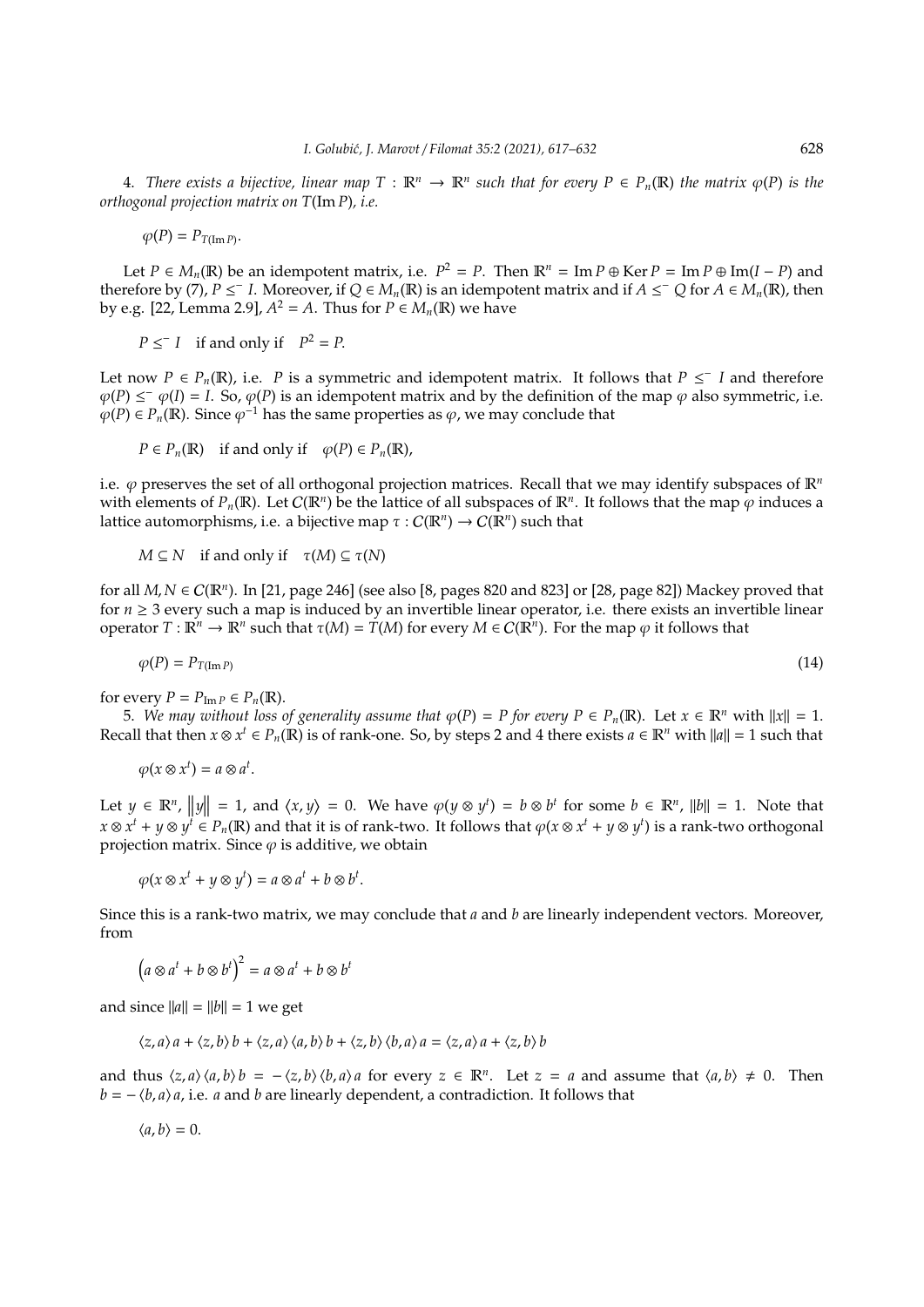4. *There exists a bijective, linear map $T : \mathbb{R}^n \to \mathbb{R}^n$ such that for every $P \in P_n(\mathbb{R})$ the matrix $\varphi(P)$ is the orthogonal projection matrix on $T(\operatorname{Im} P)$, i.e.*

$$\varphi(P) = P_{T(\operatorname{Im} P)}.$$

Let $P \in M_n(\mathbb{R})$ be an idempotent matrix, i.e. $P^2 = P$. Then $\mathbb{R}^n = \operatorname{Im} P \oplus \operatorname{Ker} P = \operatorname{Im} P \oplus \operatorname{Im}(I - P)$ and therefore by (7), $P \leq^- I$. Moreover, if $Q \in M_n(\mathbb{R})$ is an idempotent matrix and if $A \leq^- Q$ for $A \in M_n(\mathbb{R})$, then by e.g. [22, Lemma 2.9], $A^2 = A$. Thus for $P \in M_n(\mathbb{R})$ we have

$$P \leq^- I \quad \text{if and only if} \quad P^2 = P.$$

Let now $P \in P_n(\mathbb{R})$, i.e. $P$ is a symmetric and idempotent matrix. It follows that $P \leq^- I$ and therefore $\varphi(P) \leq^- \varphi(I) = I$. So, $\varphi(P)$ is an idempotent matrix and by the definition of the map $\varphi$ also symmetric, i.e. $\varphi(P) \in P_n(\mathbb{R})$. Since $\varphi^{-1}$ has the same properties as $\varphi$, we may conclude that

$$P \in P_n(\mathbb{R}) \quad \text{if and only if} \quad \varphi(P) \in P_n(\mathbb{R}),$$

i.e. $\varphi$ preserves the set of all orthogonal projection matrices. Recall that we may identify subspaces of $\mathbb{R}^n$ with elements of $P_n(\mathbb{R})$. Let $\mathcal{C}(\mathbb{R}^n)$ be the lattice of all subspaces of $\mathbb{R}^n$. It follows that the map $\varphi$ induces a lattice automorphisms, i.e. a bijective map $\tau : \mathcal{C}(\mathbb{R}^n) \to \mathcal{C}(\mathbb{R}^n)$ such that

$$M \subseteq N \quad \text{if and only if} \quad \tau(M) \subseteq \tau(N)$$

for all $M, N \in \mathcal{C}(\mathbb{R}^n)$. In [21, page 246] (see also [8, pages 820 and 823] or [28, page 82]) Mackey proved that for $n \geq 3$ every such a map is induced by an invertible linear operator, i.e. there exists an invertible linear operator $T : \mathbb{R}^n \to \mathbb{R}^n$ such that $\tau(M) = T(M)$ for every $M \in \mathcal{C}(\mathbb{R}^n)$. For the map $\varphi$ it follows that

$$\varphi(P) = P_{T(\operatorname{Im} P)} \tag{14}$$

for every $P = P_{\operatorname{Im} P} \in P_n(\mathbb{R})$.

5. *We may without loss of generality assume that $\varphi(P) = P$ for every $P \in P_n(\mathbb{R})$.* Let $x \in \mathbb{R}^n$ with $\|x\| = 1$. Recall that then $x \otimes x^t \in P_n(\mathbb{R})$ is of rank-one. So, by steps 2 and 4 there exists $a \in \mathbb{R}^n$ with $\|a\| = 1$ such that

$$\varphi(x \otimes x^t) = a \otimes a^t.$$

Let $y \in \mathbb{R}^n$, $\|y\| = 1$, and $\langle x, y \rangle = 0$. We have $\varphi(y \otimes y^t) = b \otimes b^t$ for some $b \in \mathbb{R}^n$, $\|b\| = 1$. Note that $x \otimes x^t + y \otimes y^t \in P_n(\mathbb{R})$ and that it is of rank-two. It follows that $\varphi(x \otimes x^t + y \otimes y^t)$ is a rank-two orthogonal projection matrix. Since $\varphi$ is additive, we obtain

$$\varphi(x \otimes x^t + y \otimes y^t) = a \otimes a^t + b \otimes b^t.$$

Since this is a rank-two matrix, we may conclude that $a$ and $b$ are linearly independent vectors. Moreover, from

$$\left(a \otimes a^t + b \otimes b^t\right)^2 = a \otimes a^t + b \otimes b^t$$

and since $\|a\| = \|b\| = 1$ we get

$$\langle z, a \rangle a + \langle z, b \rangle b + \langle z, a \rangle \langle a, b \rangle b + \langle z, b \rangle \langle b, a \rangle a = \langle z, a \rangle a + \langle z, b \rangle b$$

and thus $\langle z, a \rangle \langle a, b \rangle b = -\langle z, b \rangle \langle b, a \rangle a$ for every $z \in \mathbb{R}^n$. Let $z = a$ and assume that $\langle a, b \rangle \neq 0$. Then $b = -\langle b, a \rangle a$, i.e. $a$ and $b$ are linearly dependent, a contradiction. It follows that

$$\langle a, b \rangle = 0.$$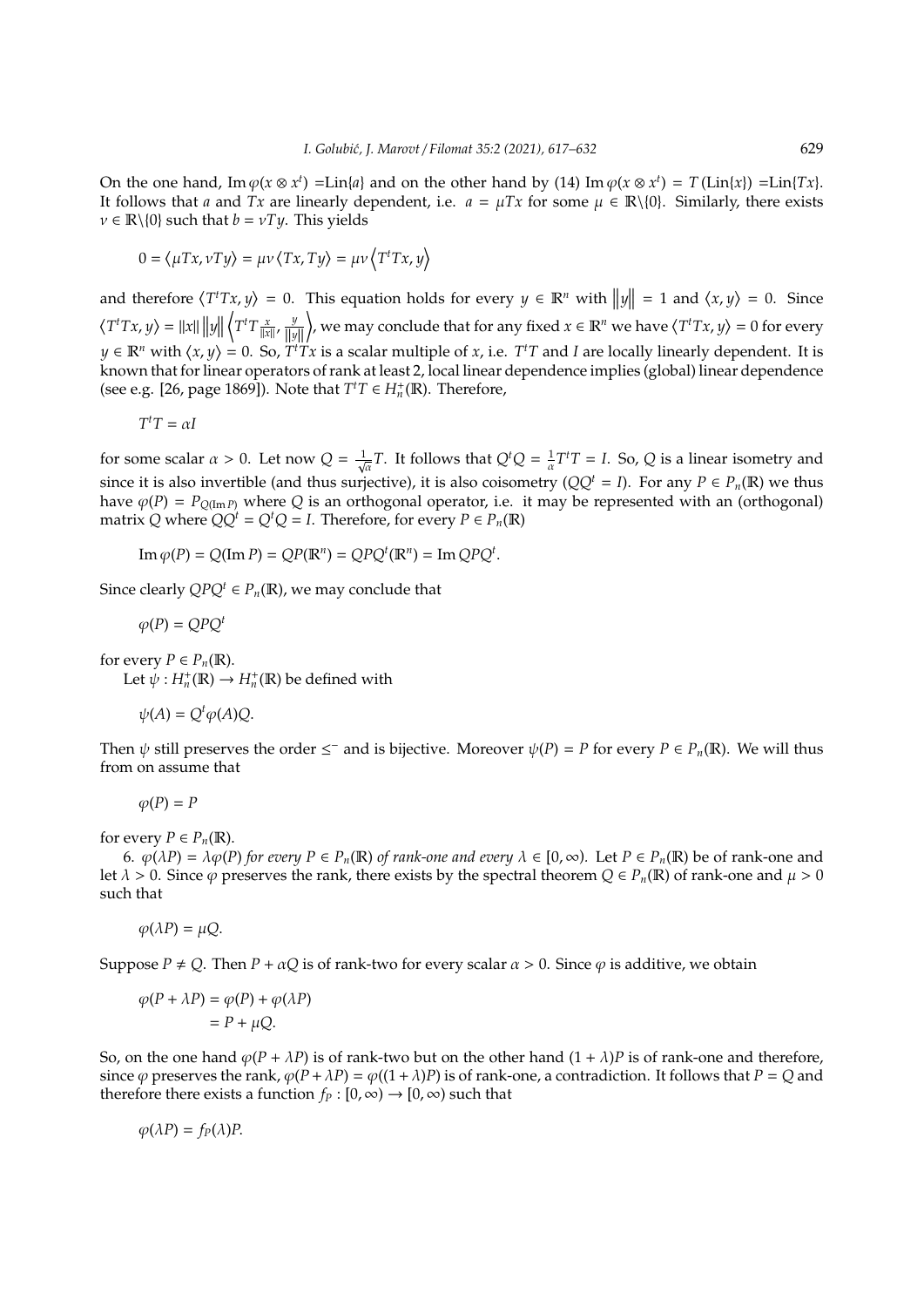On the one hand, $\operatorname{Im} \varphi(x \otimes x^t) = \text{Lin}\{a\}$ and on the other hand by (14) $\operatorname{Im} \varphi(x \otimes x^t) = T(\text{Lin}\{x\}) = \text{Lin}\{Tx\}$. It follows that $a$ and $Tx$ are linearly dependent, i.e. $a = \mu Tx$ for some $\mu \in \mathbb{R}\backslash\{0\}$. Similarly, there exists $\nu \in \mathbb{R}\backslash\{0\}$ such that $b = \nu Ty$. This yields

$$0 = \langle \mu Tx, \nu Ty \rangle = \mu\nu \langle Tx, Ty \rangle = \mu\nu \left\langle T^t Tx, y \right\rangle$$

and therefore $\langle T^t Tx, y \rangle = 0$. This equation holds for every $y \in \mathbb{R}^n$ with $\|y\| = 1$ and $\langle x, y \rangle = 0$. Since $\langle T^t Tx, y \rangle = \|x\| \|y\| \left\langle T^t T \frac{x}{\|x\|}, \frac{y}{\|y\|} \right\rangle$, we may conclude that for any fixed $x \in \mathbb{R}^n$ we have $\langle T^t Tx, y \rangle = 0$ for every $y \in \mathbb{R}^n$ with $\langle x, y \rangle = 0$. So, $T^t Tx$ is a scalar multiple of $x$, i.e. $T^t T$ and $I$ are locally linearly dependent. It is known that for linear operators of rank at least 2, local linear dependence implies (global) linear dependence (see e.g. [26, page 1869]). Note that $T^t T \in H_n^+(\mathbb{R})$. Therefore,

$$T^t T = \alpha I$$

for some scalar $\alpha > 0$. Let now $Q = \frac{1}{\sqrt{\alpha}} T$. It follows that $Q^t Q = \frac{1}{\alpha} T^t T = I$. So, $Q$ is a linear isometry and since it is also invertible (and thus surjective), it is also coisometry ($QQ^t = I$). For any $P \in P_n(\mathbb{R})$ we thus have $\varphi(P) = P_{Q(\operatorname{Im} P)}$ where $Q$ is an orthogonal operator, i.e. it may be represented with an (orthogonal) matrix $Q$ where $QQ^t = Q^t Q = I$. Therefore, for every $P \in P_n(\mathbb{R})$

$$\operatorname{Im} \varphi(P) = Q(\operatorname{Im} P) = QP(\mathbb{R}^n) = QPQ^t(\mathbb{R}^n) = \operatorname{Im} QPQ^t.$$

Since clearly $QPQ^t \in P_n(\mathbb{R})$, we may conclude that

$$\varphi(P) = QPQ^t$$

for every $P \in P_n(\mathbb{R})$.

Let $\psi : H_n^+(\mathbb{R}) \to H_n^+(\mathbb{R})$ be defined with

$$\psi(A) = Q^t \varphi(A) Q.$$

Then $\psi$ still preserves the order $\leq^-$ and is bijective. Moreover $\psi(P) = P$ for every $P \in P_n(\mathbb{R})$. We will thus from on assume that

$$\varphi(P) = P$$

for every $P \in P_n(\mathbb{R})$.

6. *$\varphi(\lambda P) = \lambda \varphi(P)$ for every $P \in P_n(\mathbb{R})$ of rank-one and every $\lambda \in [0, \infty)$.* Let $P \in P_n(\mathbb{R})$ be of rank-one and let $\lambda > 0$. Since $\varphi$ preserves the rank, there exists by the spectral theorem $Q \in P_n(\mathbb{R})$ of rank-one and $\mu > 0$ such that

$$\varphi(\lambda P) = \mu Q.$$

Suppose $P \neq Q$. Then $P + \alpha Q$ is of rank-two for every scalar $\alpha > 0$. Since $\varphi$ is additive, we obtain

$$\begin{aligned} \varphi(P + \lambda P) &= \varphi(P) + \varphi(\lambda P) \\ &= P + \mu Q. \end{aligned}$$

So, on the one hand $\varphi(P + \lambda P)$ is of rank-two but on the other hand $(1 + \lambda)P$ is of rank-one and therefore, since $\varphi$ preserves the rank, $\varphi(P + \lambda P) = \varphi((1 + \lambda)P)$ is of rank-one, a contradiction. It follows that $P = Q$ and therefore there exists a function $f_P : [0, \infty) \to [0, \infty)$ such that

$$\varphi(\lambda P) = f_P(\lambda) P.$$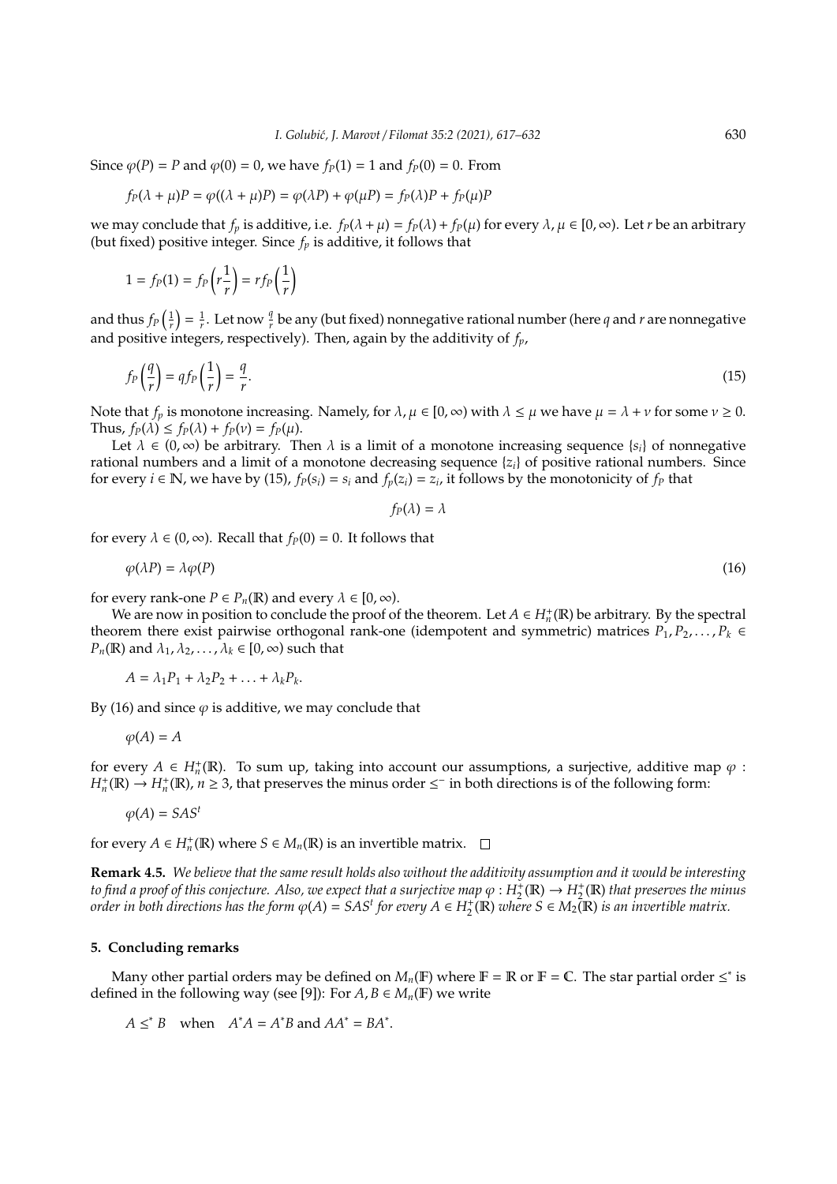Since $\varphi(P) = P$ and $\varphi(0) = 0$, we have $f_P(1) = 1$ and $f_P(0) = 0$. From

$$f_P(\lambda + \mu)P = \varphi((\lambda + \mu)P) = \varphi(\lambda P) + \varphi(\mu P) = f_P(\lambda)P + f_P(\mu)P$$

we may conclude that $f_p$ is additive, i.e. $f_P(\lambda + \mu) = f_P(\lambda) + f_P(\mu)$ for every $\lambda, \mu \in [0, \infty)$. Let $r$ be an arbitrary (but fixed) positive integer. Since $f_p$ is additive, it follows that

$$1 = f_P(1) = f_P\left(r\frac{1}{r}\right) = rf_P\left(\frac{1}{r}\right)$$

and thus $f_P\left(\frac{1}{r}\right) = \frac{1}{r}$. Let now $\frac{q}{r}$ be any (but fixed) nonnegative rational number (here $q$ and $r$ are nonnegative and positive integers, respectively). Then, again by the additivity of $f_p$,

$$f_P\left(\frac{q}{r}\right) = qf_P\left(\frac{1}{r}\right) = \frac{q}{r}. \tag{15}$$

Note that $f_p$ is monotone increasing. Namely, for $\lambda, \mu \in [0, \infty)$ with $\lambda \leq \mu$ we have $\mu = \lambda + \nu$ for some $\nu \geq 0$. Thus, $f_P(\lambda) \leq f_P(\lambda) + f_P(\nu) = f_P(\mu)$.

Let $\lambda \in (0, \infty)$ be arbitrary. Then $\lambda$ is a limit of a monotone increasing sequence $\{s_i\}$ of nonnegative rational numbers and a limit of a monotone decreasing sequence $\{z_i\}$ of positive rational numbers. Since for every $i \in \mathbb{N}$, we have by (15), $f_P(s_i) = s_i$ and $f_p(z_i) = z_i$, it follows by the monotonicity of $f_P$ that

$$f_P(\lambda) = \lambda$$

for every $\lambda \in (0, \infty)$. Recall that $f_P(0) = 0$. It follows that

$$\varphi(\lambda P) = \lambda\varphi(P) \tag{16}$$

for every rank-one $P \in P_n(\mathbb{R})$ and every $\lambda \in [0, \infty)$.

We are now in position to conclude the proof of the theorem. Let $A \in H_n^+(\mathbb{R})$ be arbitrary. By the spectral theorem there exist pairwise orthogonal rank-one (idempotent and symmetric) matrices $P_1, P_2, \ldots, P_k \in P_n(\mathbb{R})$ and $\lambda_1, \lambda_2, \ldots, \lambda_k \in [0, \infty)$ such that

$$A = \lambda_1 P_1 + \lambda_2 P_2 + \ldots + \lambda_k P_k.$$

By (16) and since $\varphi$ is additive, we may conclude that

$$\varphi(A) = A$$

for every $A \in H_n^+(\mathbb{R})$. To sum up, taking into account our assumptions, a surjective, additive map $\varphi : H_n^+(\mathbb{R}) \to H_n^+(\mathbb{R})$, $n \geq 3$, that preserves the minus order $\leq^-$ in both directions is of the following form:

$$\varphi(A) = SAS^t$$

for every $A \in H_n^+(\mathbb{R})$ where $S \in M_n(\mathbb{R})$ is an invertible matrix. □

**Remark 4.5.** *We believe that the same result holds also without the additivity assumption and it would be interesting to find a proof of this conjecture. Also, we expect that a surjective map $\varphi : H_2^+(\mathbb{R}) \to H_2^+(\mathbb{R})$ that preserves the minus order in both directions has the form $\varphi(A) = SAS^t$ for every $A \in H_2^+(\mathbb{R})$ where $S \in M_2(\mathbb{R})$ is an invertible matrix.*

## 5. Concluding remarks

Many other partial orders may be defined on $M_n(\mathbb{F})$ where $\mathbb{F} = \mathbb{R}$ or $\mathbb{F} = \mathbb{C}$. The star partial order $\leq^*$ is defined in the following way (see [9]): For $A, B \in M_n(\mathbb{F})$ we write

$$A \leq^* B \quad \text{when} \quad A^*A = A^*B \text{ and } AA^* = BA^*.$$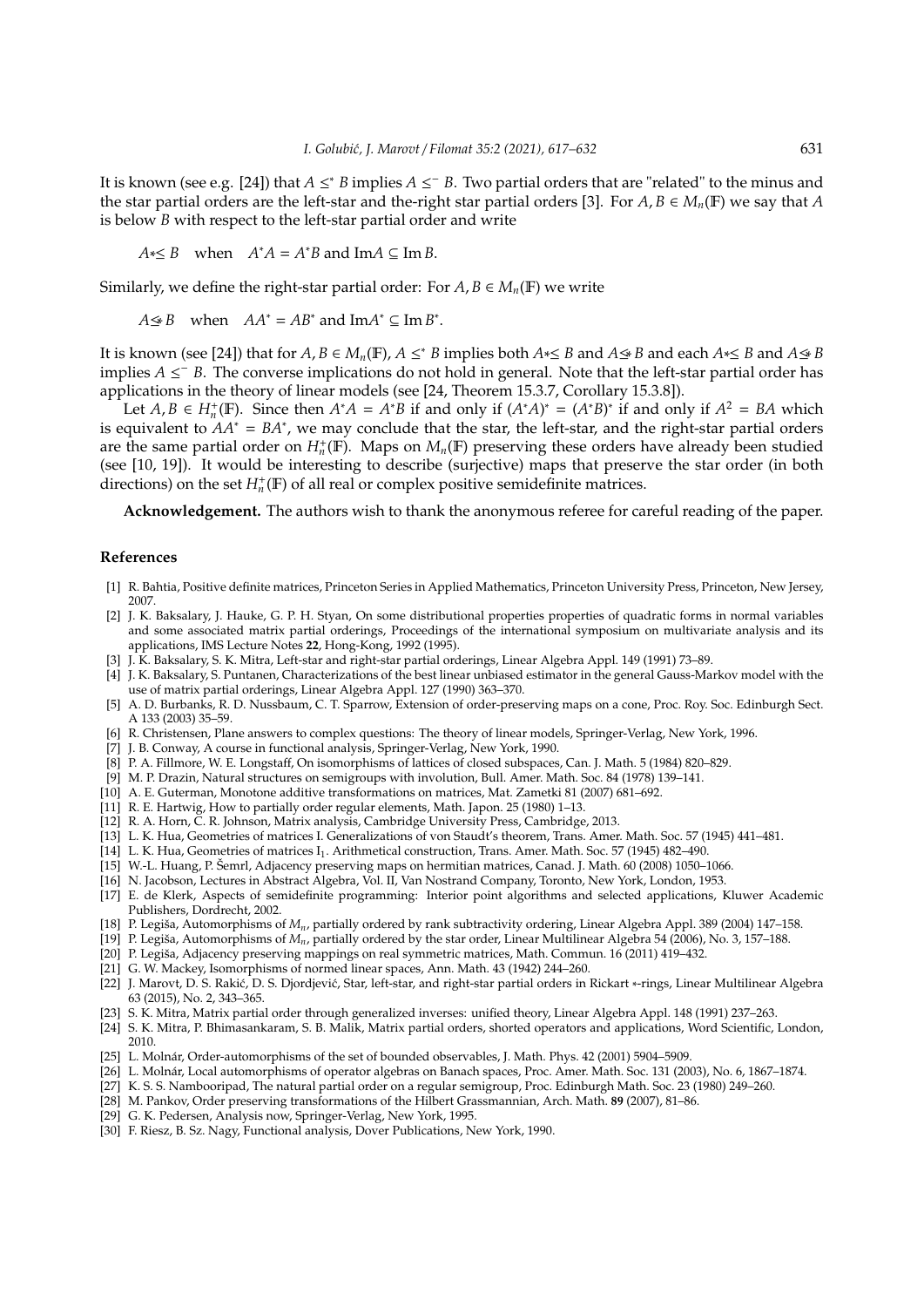It is known (see e.g. [24]) that $A \leq^* B$ implies $A \leq^- B$. Two partial orders that are "related" to the minus and the star partial orders are the left-star and the-right star partial orders [3]. For $A, B \in M_n(\mathbb{F})$ we say that $A$ is below $B$ with respect to the left-star partial order and write

$$A * \leq B \quad \text{when} \quad A^*A = A^*B \text{ and } \operatorname{Im} A \subseteq \operatorname{Im} B.$$

Similarly, we define the right-star partial order: For $A, B \in M_n(\mathbb{F})$ we write

$$A \leq * B \quad \text{when} \quad AA^* = AB^* \text{ and } \operatorname{Im} A^* \subseteq \operatorname{Im} B^*.$$

It is known (see [24]) that for $A, B \in M_n(\mathbb{F})$, $A \leq^* B$ implies both $A * \leq B$ and $A \leq * B$ and each $A * \leq B$ and $A \leq * B$ implies $A \leq^- B$. The converse implications do not hold in general. Note that the left-star partial order has applications in the theory of linear models (see [24, Theorem 15.3.7, Corollary 15.3.8]).

Let $A, B \in H_n^+(\mathbb{F})$. Since then $A^*A = A^*B$ if and only if $(A^*A)^* = (A^*B)^*$ if and only if $A^2 = BA$ which is equivalent to $AA^* = BA^*$, we may conclude that the star, the left-star, and the right-star partial orders are the same partial order on $H_n^+(\mathbb{F})$. Maps on $M_n(\mathbb{F})$ preserving these orders have already been studied (see [10, 19]). It would be interesting to describe (surjective) maps that preserve the star order (in both directions) on the set $H_n^+(\mathbb{F})$ of all real or complex positive semidefinite matrices.

**Acknowledgement.** The authors wish to thank the anonymous referee for careful reading of the paper.

## References

[1] R. Bahtia, Positive definite matrices, Princeton Series in Applied Mathematics, Princeton University Press, Princeton, New Jersey, 2007.

[2] J. K. Baksalary, J. Hauke, G. P. H. Styan, On some distributional properties properties of quadratic forms in normal variables and some associated matrix partial orderings, Proceedings of the international symposium on multivariate analysis and its applications, IMS Lecture Notes **22**, Hong-Kong, 1992 (1995).

[3] J. K. Baksalary, S. K. Mitra, Left-star and right-star partial orderings, Linear Algebra Appl. 149 (1991) 73–89.

[4] J. K. Baksalary, S. Puntanen, Characterizations of the best linear unbiased estimator in the general Gauss-Markov model with the use of matrix partial orderings, Linear Algebra Appl. 127 (1990) 363–370.

[5] A. D. Burbanks, R. D. Nussbaum, C. T. Sparrow, Extension of order-preserving maps on a cone, Proc. Roy. Soc. Edinburgh Sect. A 133 (2003) 35–59.

[6] R. Christensen, Plane answers to complex questions: The theory of linear models, Springer-Verlag, New York, 1996.

[7] J. B. Conway, A course in functional analysis, Springer-Verlag, New York, 1990.

[8] P. A. Fillmore, W. E. Longstaff, On isomorphisms of lattices of closed subspaces, Can. J. Math. 5 (1984) 820–829.

[9] M. P. Drazin, Natural structures on semigroups with involution, Bull. Amer. Math. Soc. 84 (1978) 139–141.

[10] A. E. Guterman, Monotone additive transformations on matrices, Mat. Zametki 81 (2007) 681–692.

[11] R. E. Hartwig, How to partially order regular elements, Math. Japon. 25 (1980) 1–13.

[12] R. A. Horn, C. R. Johnson, Matrix analysis, Cambridge University Press, Cambridge, 2013.

[13] L. K. Hua, Geometries of matrices I. Generalizations of von Staudt's theorem, Trans. Amer. Math. Soc. 57 (1945) 441–481.

[14] L. K. Hua, Geometries of matrices $I_1$. Arithmetical construction, Trans. Amer. Math. Soc. 57 (1945) 482–490.

[15] W.-L. Huang, P. Šemrl, Adjacency preserving maps on hermitian matrices, Canad. J. Math. 60 (2008) 1050–1066.

[16] N. Jacobson, Lectures in Abstract Algebra, Vol. II, Van Nostrand Company, Toronto, New York, London, 1953.

[17] E. de Klerk, Aspects of semidefinite programming: Interior point algorithms and selected applications, Kluwer Academic Publishers, Dordrecht, 2002.

[18] P. Legiša, Automorphisms of $M_n$, partially ordered by rank subtractivity ordering, Linear Algebra Appl. 389 (2004) 147–158.

[19] P. Legiša, Automorphisms of $M_n$, partially ordered by the star order, Linear Multilinear Algebra 54 (2006), No. 3, 157–188.

[20] P. Legiša, Adjacency preserving mappings on real symmetric matrices, Math. Commun. 16 (2011) 419–432.

[21] G. W. Mackey, Isomorphisms of normed linear spaces, Ann. Math. 43 (1942) 244–260.

[22] J. Marovt, D. S. Rakić, D. S. Djordjević, Star, left-star, and right-star partial orders in Rickart $*$-rings, Linear Multilinear Algebra 63 (2015), No. 2, 343–365.

[23] S. K. Mitra, Matrix partial order through generalized inverses: unified theory, Linear Algebra Appl. 148 (1991) 237–263.

[24] S. K. Mitra, P. Bhimasankaram, S. B. Malik, Matrix partial orders, shorted operators and applications, Word Scientific, London, 2010.

[25] L. Molnár, Order-automorphisms of the set of bounded observables, J. Math. Phys. 42 (2001) 5904–5909.

[26] L. Molnár, Local automorphisms of operator algebras on Banach spaces, Proc. Amer. Math. Soc. 131 (2003), No. 6, 1867–1874.

[27] K. S. S. Nambooripad, The natural partial order on a regular semigroup, Proc. Edinburgh Math. Soc. 23 (1980) 249–260.

[28] M. Pankov, Order preserving transformations of the Hilbert Grassmannian, Arch. Math. **89** (2007), 81–86.

[29] G. K. Pedersen, Analysis now, Springer-Verlag, New York, 1995.

[30] F. Riesz, B. Sz. Nagy, Functional analysis, Dover Publications, New York, 1990.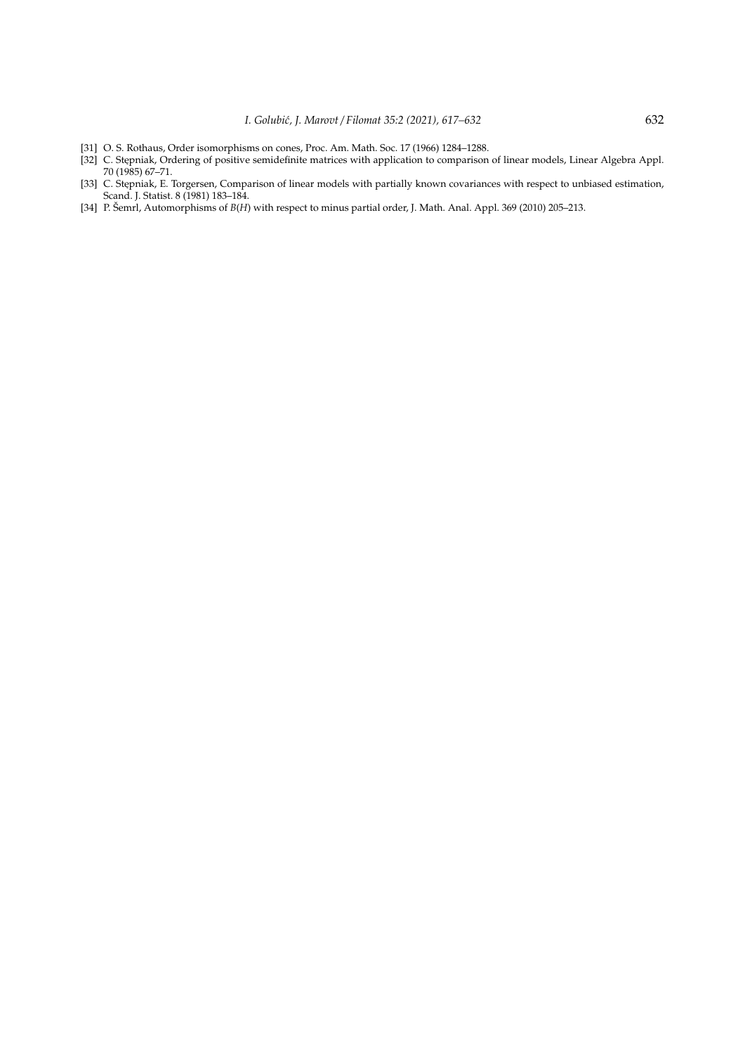[31] O. S. Rothaus, Order isomorphisms on cones, Proc. Am. Math. Soc. 17 (1966) 1284–1288.

[32] C. Stępniak, Ordering of positive semidefinite matrices with application to comparison of linear models, Linear Algebra Appl. 70 (1985) 67–71.

[33] C. Stępniak, E. Torgersen, Comparison of linear models with partially known covariances with respect to unbiased estimation, Scand. J. Statist. 8 (1981) 183–184.

[34] P. Šemrl, Automorphisms of $B(H)$ with respect to minus partial order, J. Math. Anal. Appl. 369 (2010) 205–213.